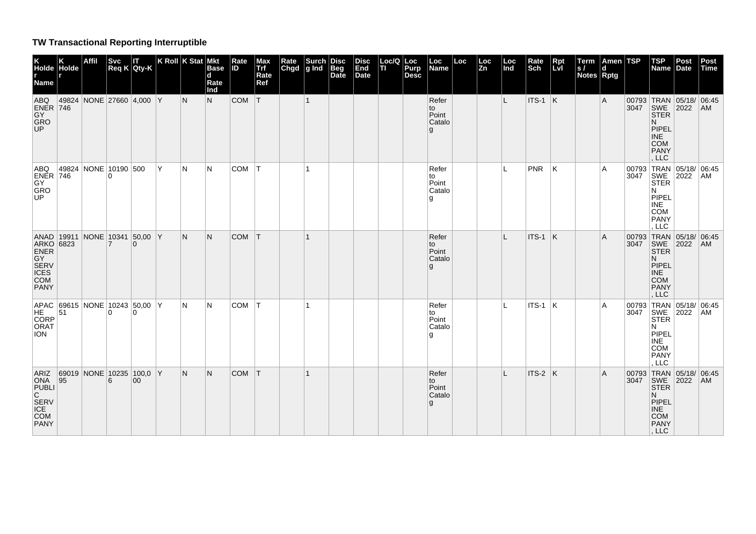# TW Transactional Reporting Interruptible

| K Holder Name | K Holder | Affil | Svc Req K | IT Qty-K | K Roll | K Stat | Mkt Based Rate Ind | Rate ID | Max Trf Rate Ref | Rate Chgd | Surchg Ind | Disc Beg Date | Disc End Date | Loc/QTI | Loc Purp Desc | Loc Name | Loc | Loc Zn | Loc Ind | Rate Sch | Rpt Lvl | Terms / Notes | Amend Rptg | TSP | TSP Name | Post Date | Post Time |
|---|---|---|---|---|---|---|---|---|---|---|---|---|---|---|---|---|---|---|---|---|---|---|---|---|---|---|---|
| ABQ ENERGY GROUP | 49824746 | NONE | 27660 | 4,000 | Y | N | N | COM | T | | 1 | | | | | Refer to Point Catalog | | | L | ITS-1 | K | | A | 007933047 | TRANSWESTERN PIPELINE COMPANY, LLC | 05/18/2022 | 06:45 AM |
| ABQ ENERGY GROUP | 49824746 | NONE | 101900 | 500 | Y | N | N | COM | T | | 1 | | | | | Refer to Point Catalog | | | L | PNR | K | | A | 007933047 | TRANSWESTERN PIPELINE COMPANY, LLC | 05/18/2022 | 06:45 AM |
| ANADARKO ENERGY SERVICES COMPANY | 199116823 | NONE | 103417 | 50,000 | Y | N | N | COM | T | | 1 | | | | | Refer to Point Catalog | | | L | ITS-1 | K | | A | 007933047 | TRANSWESTERN PIPELINE COMPANY, LLC | 05/18/2022 | 06:45 AM |
| APACHE CORPORATION | 6961551 | NONE | 102430 | 50,000 | Y | N | N | COM | T | | 1 | | | | | Refer to Point Catalog | | | L | ITS-1 | K | | A | 007933047 | TRANSWESTERN PIPELINE COMPANY, LLC | 05/18/2022 | 06:45 AM |
| ARIZONA PUBLIC SERVICE COMPANY | 6901995 | NONE | 102356 | 100,000 | Y | N | N | COM | T | | 1 | | | | | Refer to Point Catalog | | | L | ITS-2 | K | | A | 007933047 | TRANSWESTERN PIPELINE COMPANY, LLC | 05/18/2022 | 06:45 AM |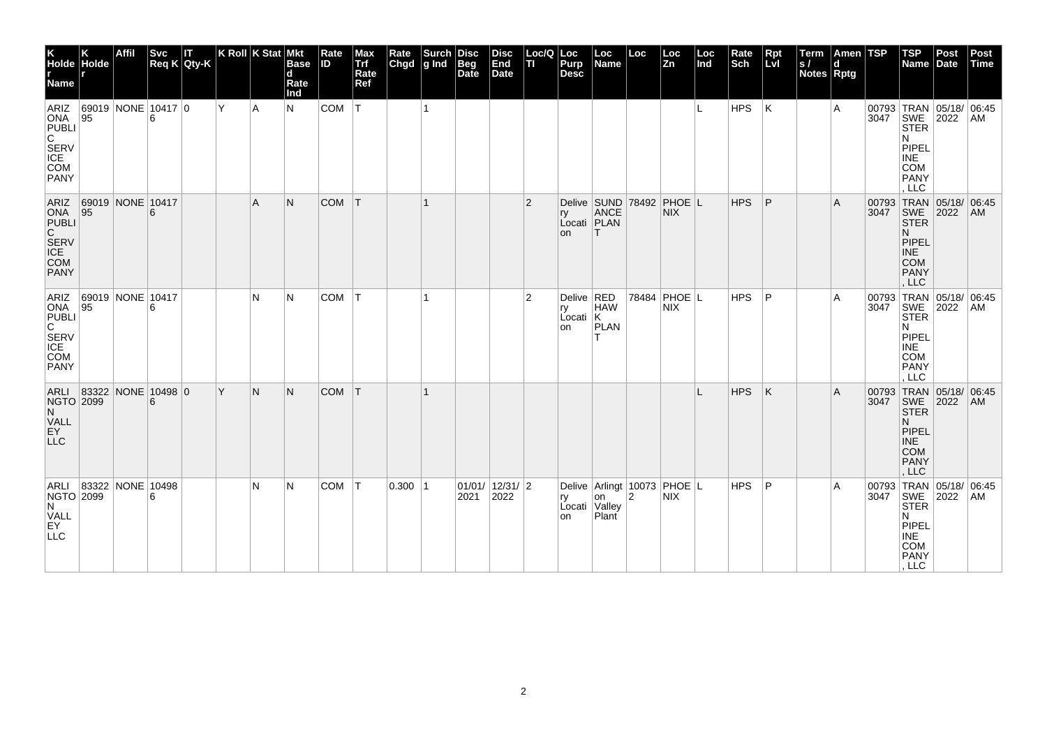| K Holder Name | K Holder | Affil | Svc Req K | IT Qty-K | K Roll | K Stat | Mkt Based Rate Ind | Rate ID | Max Trf Rate Ref | Rate Chgd | Surchg Ind | Disc Beg Date | Disc End Date | Loc/QTI | Loc Purp Desc | Loc Name | Loc | Loc Zn | Loc Ind | Rate Sch | Rpt Lvl | Terms / Notes | Amend Rptg | TSP | TSP Name | Post Date | Post Time |
|---|---|---|---|---|---|---|---|---|---|---|---|---|---|---|---|---|---|---|---|---|---|---|---|---|---|---|---|
| ARIZONA PUBLIC SERVICE COMPANY | 6901995 | NONE | 104176 | 0 | Y | A | N | COM | T | | 1 | | | | | | | | L | HPS | K | | A | 007933047 | TRANSWESTERN PIPELINE COMPANY, LLC | 05/18/2022 | 06:45 AM |
| ARIZONA PUBLIC SERVICE COMPANY | 6901995 | NONE | 104176 | | | A | N | COM | T | | 1 | | | 2 | Delivery Location | SUNDANCE PLANT | 78492 | PHOENIX | L | HPS | P | | A | 007933047 | TRANSWESTERN PIPELINE COMPANY, LLC | 05/18/2022 | 06:45 AM |
| ARIZONA PUBLIC SERVICE COMPANY | 6901995 | NONE | 104176 | | | N | N | COM | T | | 1 | | | 2 | Delivery Location | RED HAWK PLANT | 78484 | PHOENIX | L | HPS | P | | A | 007933047 | TRANSWESTERN PIPELINE COMPANY, LLC | 05/18/2022 | 06:45 AM |
| ARLINGTON VALLEY LLC | 833222099 | NONE | 104986 | 0 | Y | N | N | COM | T | | 1 | | | | | | | | L | HPS | K | | A | 007933047 | TRANSWESTERN PIPELINE COMPANY, LLC | 05/18/2022 | 06:45 AM |
| ARLINGTON VALLEY LLC | 833222099 | NONE | 104986 | | | N | N | COM | T | 0.300 | 1 | 01/01/2021 | 12/31/2022 | 2 | Delivery Location | Arlington Valley Plant | 100732 | PHOENIX | L | HPS | P | | A | 007933047 | TRANSWESTERN PIPELINE COMPANY, LLC | 05/18/2022 | 06:45 AM |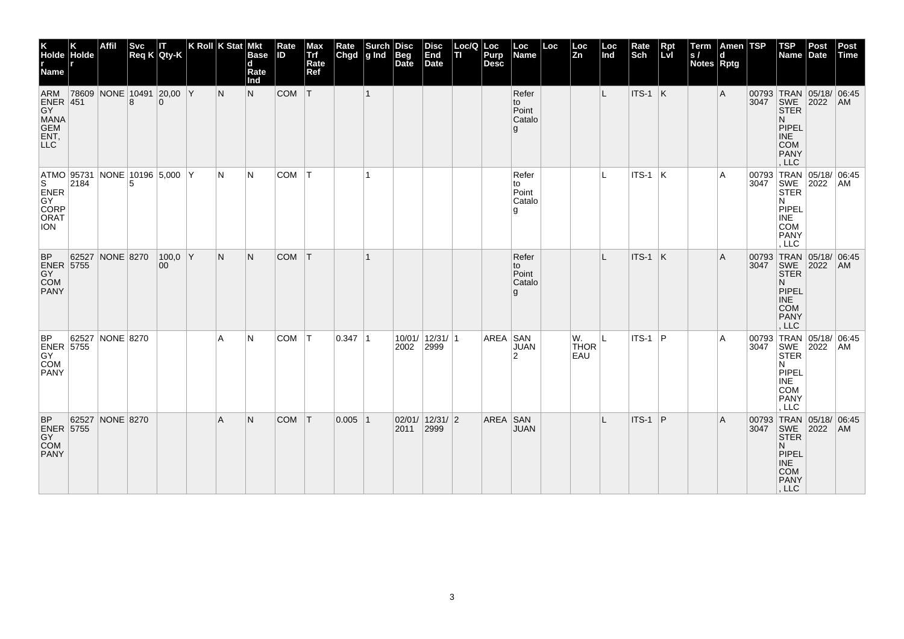| K Holder Name | K Holder | Affil | Svc Req K | IT Qty-K | K Roll | K Stat | Mkt Based Rate Ind | Rate ID | Max Trf Rate Ref | Rate Chgd | Surchg Ind | Disc Beg Date | Disc End Date | Loc/QTI | Loc Purp Desc | Loc Name | Loc | Loc Zn | Loc Ind | Rate Sch | Rpt Lvl | Terms / Notes | Amend Rptg | TSP | TSP Name | Post Date | Post Time |
|---|---|---|---|---|---|---|---|---|---|---|---|---|---|---|---|---|---|---|---|---|---|---|---|---|---|---|---|
| ARM ENERGY MANAGEMENT, LLC | 78609451 | NONE | 104918 | 20,000 | Y | N | N | COM | T | | 1 | | | | | Refer to Point Catalog | | | L | ITS-1 | K | | A | 007933047 | TRANSWESTERN PIPELINE COMPANY, LLC | 05/18/2022 | 06:45 AM |
| ATMOS ENERGY CORPORATION | 957312184 | NONE | 101965 | 5,000 | Y | N | N | COM | T | | 1 | | | | | Refer to Point Catalog | | | L | ITS-1 | K | | A | 007933047 | TRANSWESTERN PIPELINE COMPANY, LLC | 05/18/2022 | 06:45 AM |
| BP ENERGY COMPANY | 625275755 | NONE | 8270 | 100,000 | Y | N | N | COM | T | | 1 | | | | | Refer to Point Catalog | | | L | ITS-1 | K | | A | 007933047 | TRANSWESTERN PIPELINE COMPANY, LLC | 05/18/2022 | 06:45 AM |
| BP ENERGY COMPANY | 625275755 | NONE | 8270 | | | A | N | COM | T | 0.347 | 1 | 10/01/2002 | 12/31/2999 | 1 | AREA | SAN JUAN 2 | | W. THOREAU | L | ITS-1 | P | | A | 007933047 | TRANSWESTERN PIPELINE COMPANY, LLC | 05/18/2022 | 06:45 AM |
| BP ENERGY COMPANY | 625275755 | NONE | 8270 | | | A | N | COM | T | 0.005 | 1 | 02/01/2011 | 12/31/2999 | 2 | AREA | SAN JUAN | | | L | ITS-1 | P | | A | 007933047 | TRANSWESTERN PIPELINE COMPANY, LLC | 05/18/2022 | 06:45 AM |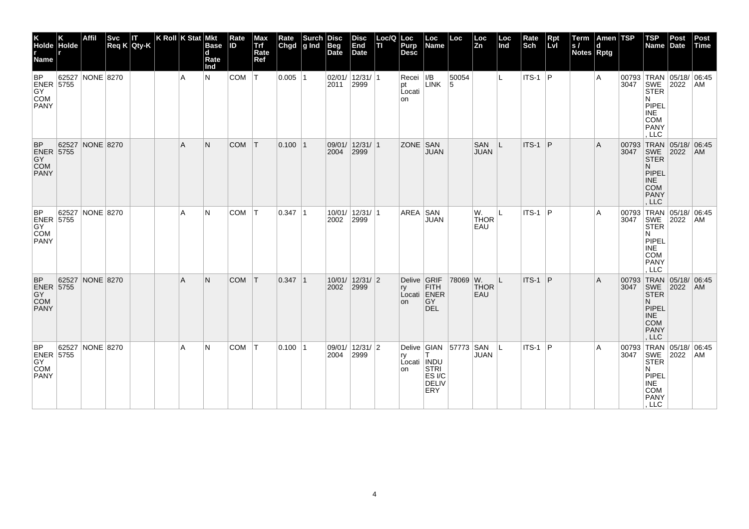| K Holder Name | K Holder | Affil | Svc Req K | IT Qty-K | K Roll | K Stat | Mkt Based Rate Ind | Rate ID | Max Trf Rate Ref | Rate Chgd | Surchg Ind | Disc Beg Date | Disc End Date | Loc/QTI | Loc Purp Desc | Loc Name | Loc | Loc Zn | Loc Ind | Rate Sch | Rpt Lvl | Terms / Notes | Amend Rptg | TSP | TSP Name | Post Date | Post Time |
|---|---|---|---|---|---|---|---|---|---|---|---|---|---|---|---|---|---|---|---|---|---|---|---|---|---|---|---|
| BP ENERGY COMPANY | 625275755 | NONE | 8270 | | | A | N | COM | T | 0.005 | 1 | 02/01/2011 | 12/31/2999 | 1 | Receipt Location | I/B LINK | 500545 | | L | ITS-1 | P | | A | 007933047 | TRANSWESTERN PIPELINE COMPANY, LLC | 05/18/2022 | 06:45 AM |
| BP ENERGY COMPANY | 625275755 | NONE | 8270 | | | A | N | COM | T | 0.100 | 1 | 09/01/2004 | 12/31/2999 | 1 | ZONE | SAN JUAN | | SAN JUAN | L | ITS-1 | P | | A | 007933047 | TRANSWESTERN PIPELINE COMPANY, LLC | 05/18/2022 | 06:45 AM |
| BP ENERGY COMPANY | 625275755 | NONE | 8270 | | | A | N | COM | T | 0.347 | 1 | 10/01/2002 | 12/31/2999 | 1 | AREA | SAN JUAN | | W. THOREAU | L | ITS-1 | P | | A | 007933047 | TRANSWESTERN PIPELINE COMPANY, LLC | 05/18/2022 | 06:45 AM |
| BP ENERGY COMPANY | 625275755 | NONE | 8270 | | | A | N | COM | T | 0.347 | 1 | 10/01/2002 | 12/31/2999 | 2 | Delivery Location | GRIFFITH ENERGY DEL | 78069 | W. THOREAU | L | ITS-1 | P | | A | 007933047 | TRANSWESTERN PIPELINE COMPANY, LLC | 05/18/2022 | 06:45 AM |
| BP ENERGY COMPANY | 625275755 | NONE | 8270 | | | A | N | COM | T | 0.100 | 1 | 09/01/2004 | 12/31/2999 | 2 | Delivery Location | GIANT INDUSTRIES I/C DELIVERY | 57773 | SAN JUAN | L | ITS-1 | P | | A | 007933047 | TRANSWESTERN PIPELINE COMPANY, LLC | 05/18/2022 | 06:45 AM |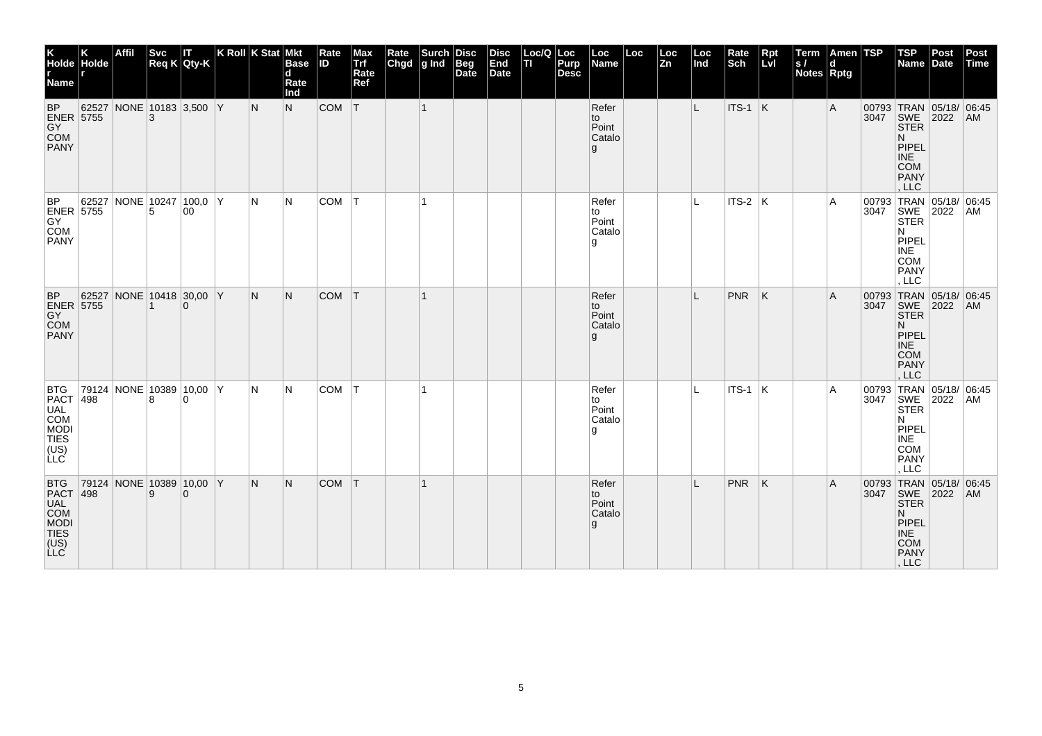| K Holder Name | K Holder | Affil | Svc Req K | IT Qty-K | K Roll | K Stat | Mkt Based Rate Ind | Rate ID | Max Trf Rate Ref | Rate Chgd | Surchg Ind | Disc Beg Date | Disc End Date | Loc/QTI | Loc Purp Desc | Loc Name | Loc | Loc Zn | Loc Ind | Rate Sch | Rpt Lvl | Terms / Notes | Amend Rptg | TSP | TSP Name | Post Date | Post Time |
|---|---|---|---|---|---|---|---|---|---|---|---|---|---|---|---|---|---|---|---|---|---|---|---|---|---|---|---|
| BP ENERGY COMPANY | 625275755 | NONE | 101833 | 3,500 | Y | N | N | COM | T | | 1 | | | | | Refer to Point Catalog | | | L | ITS-1 | K | | A | 007933047 | TRANSWESTERN PIPELINE COMPANY, LLC | 05/18/2022 | 06:45 AM |
| BP ENERGY COMPANY | 625275755 | NONE | 102475 | 100,000 | Y | N | N | COM | T | | 1 | | | | | Refer to Point Catalog | | | L | ITS-2 | K | | A | 007933047 | TRANSWESTERN PIPELINE COMPANY, LLC | 05/18/2022 | 06:45 AM |
| BP ENERGY COMPANY | 625275755 | NONE | 104181 | 30,000 | Y | N | N | COM | T | | 1 | | | | | Refer to Point Catalog | | | L | PNR | K | | A | 007933047 | TRANSWESTERN PIPELINE COMPANY, LLC | 05/18/2022 | 06:45 AM |
| BTG PACTUAL COMMODITIES (US) LLC | 79124498 | NONE | 103898 | 10,000 | Y | N | N | COM | T | | 1 | | | | | Refer to Point Catalog | | | L | ITS-1 | K | | A | 007933047 | TRANSWESTERN PIPELINE COMPANY, LLC | 05/18/2022 | 06:45 AM |
| BTG PACTUAL COMMODITIES (US) LLC | 79124498 | NONE | 103899 | 10,000 | Y | N | N | COM | T | | 1 | | | | | Refer to Point Catalog | | | L | PNR | K | | A | 007933047 | TRANSWESTERN PIPELINE COMPANY, LLC | 05/18/2022 | 06:45 AM |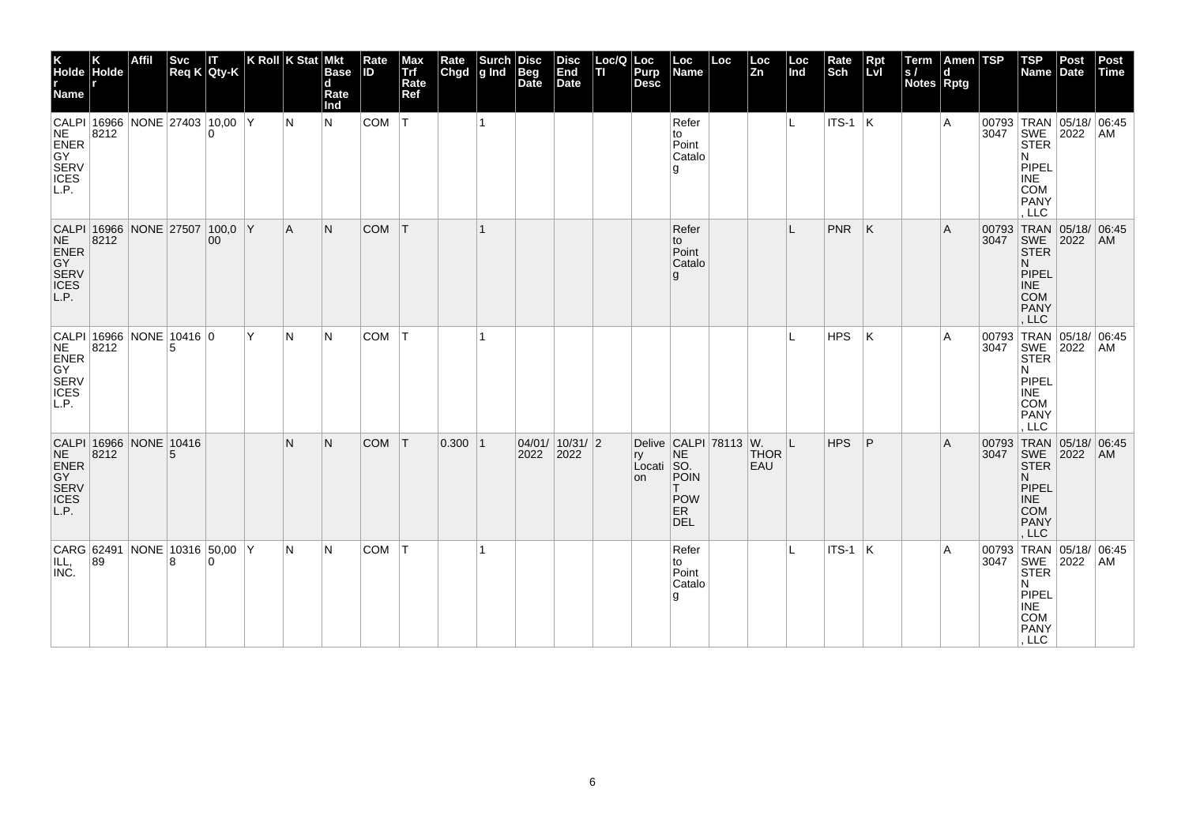| K Holder Name | K Holder | Affil | Svc Req K | IT Qty-K | K Roll | K Stat | Mkt Based Rate Ind | Rate ID | Max Trf Rate Ref | Rate Chgd | Surchg Ind | Disc Beg Date | Disc End Date | Loc/QTI | Loc Purp Desc | Loc Name | Loc | Loc Zn | Loc Ind | Rate Sch | Rpt Lvl | Terms / Notes | Amend Rptg | TSP | TSP Name | Post Date | Post Time |
|---|---|---|---|---|---|---|---|---|---|---|---|---|---|---|---|---|---|---|---|---|---|---|---|---|---|---|---|
| CALPINE ENERGY SERVICES L.P. | 169668212 | NONE | 27403 | 10,000 | Y | N | N | COM | T | | 1 | | | | | Refer to Point Catalog | | | L | ITS-1 | K | | A | 007933047 | TRANSWESTERN PIPELINE COMPANY, LLC | 05/18/2022 | 06:45 AM |
| CALPINE ENERGY SERVICES L.P. | 169668212 | NONE | 27507 | 100,000 | Y | A | N | COM | T | | 1 | | | | | Refer to Point Catalog | | | L | PNR | K | | A | 007933047 | TRANSWESTERN PIPELINE COMPANY, LLC | 05/18/2022 | 06:45 AM |
| CALPINE ENERGY SERVICES L.P. | 169668212 | NONE | 104165 | 0 | | Y | N | N | COM | T | 1 | | | | | | | | L | HPS | K | | A | 007933047 | TRANSWESTERN PIPELINE COMPANY, LLC | 05/18/2022 | 06:45 AM |
| CALPINE ENERGY SERVICES L.P. | 169668212 | NONE | 104165 | | | N | N | COM | T | 0.300 | 1 | 04/01/2022 | 10/31/2022 | 2 | Delivery Location | CALPINE SO. POINT POWER DEL | 78113 | W. THOREAU | L | HPS | P | | A | 007933047 | TRANSWESTERN PIPELINE COMPANY, LLC | 05/18/2022 | 06:45 AM |
| CARGILL, INC. | 6249189 | NONE | 103168 | 50,000 | Y | N | N | COM | T | | 1 | | | | | Refer to Point Catalog | | | L | ITS-1 | K | | A | 007933047 | TRANSWESTERN PIPELINE COMPANY, LLC | 05/18/2022 | 06:45 AM |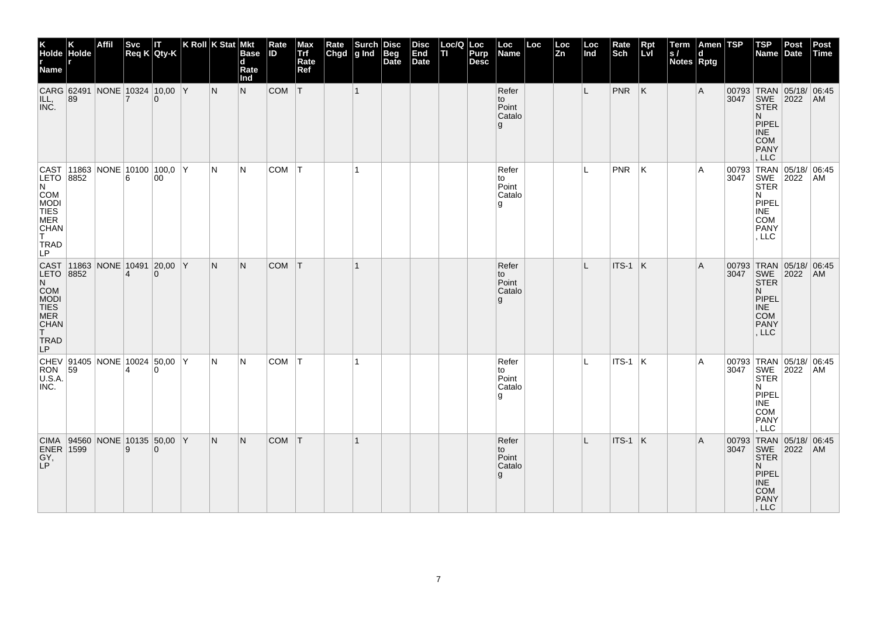| K Holder Name | K Holder | Affil | Svc Req K | IT Qty-K | K Roll | K Stat | Mkt Based Rate Ind | Rate ID | Max Trf Rate Ref | Rate Chgd | Surchg Ind | Disc Beg Date | Disc End Date | Loc/QTI | Loc Purp Desc | Loc Name | Loc | Loc Zn | Loc Ind | Rate Sch | Rpt Lvl | Terms / Notes | Amend Rptg | TSP | TSP Name | Post Date | Post Time |
|---|---|---|---|---|---|---|---|---|---|---|---|---|---|---|---|---|---|---|---|---|---|---|---|---|---|---|---|
| CARGILL, INC. | 6249189 | NONE | 103247 | 10,000 | Y | N | N | COM | T | | 1 | | | | | Refer to Point Catalog | | | L | PNR | K | | A | 007933047 | TRANSWESTERN PIPELINE COMPANY, LLC | 05/18/2022 | 06:45 AM |
| CASTLETON COMMODITIES MERCHANT TRAD LP | 118638852 | NONE | 101006 | 100,000 | Y | N | N | COM | T | | 1 | | | | | Refer to Point Catalog | | | L | PNR | K | | A | 007933047 | TRANSWESTERN PIPELINE COMPANY, LLC | 05/18/2022 | 06:45 AM |
| CASTLETON COMMODITIES MERCHANT TRAD LP | 118638852 | NONE | 104914 | 20,000 | Y | N | N | COM | T | | 1 | | | | | Refer to Point Catalog | | | L | ITS-1 | K | | A | 007933047 | TRANSWESTERN PIPELINE COMPANY, LLC | 05/18/2022 | 06:45 AM |
| CHEVRON U.S.A. INC. | 9140559 | NONE | 100244 | 50,000 | Y | N | N | COM | T | | 1 | | | | | Refer to Point Catalog | | | L | ITS-1 | K | | A | 007933047 | TRANSWESTERN PIPELINE COMPANY, LLC | 05/18/2022 | 06:45 AM |
| CIMA ENERGY, LP | 945601599 | NONE | 101359 | 50,000 | Y | N | N | COM | T | | 1 | | | | | Refer to Point Catalog | | | L | ITS-1 | K | | A | 007933047 | TRANSWESTERN PIPELINE COMPANY, LLC | 05/18/2022 | 06:45 AM |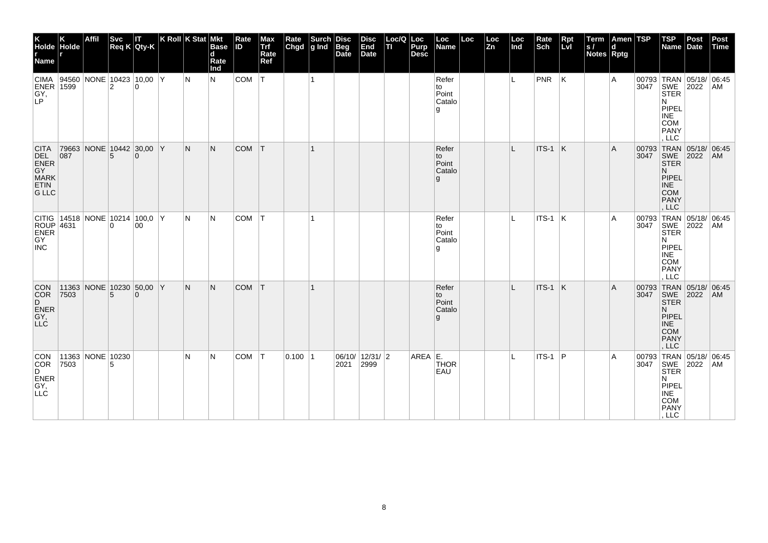| K Holder Name | K Holder | Affil | Svc Req K | IT Qty-K | K Roll | K Stat | Mkt Based Rate Ind | Rate ID | Max Trf Rate Ref | Rate Chgd | Surchg Ind | Disc Beg Date | Disc End Date | Loc/QTI | Loc Purp Desc | Loc Name | Loc | Loc Zn | Loc Ind | Rate Sch | Rpt Lvl | Terms / Notes | Amend Rptg | TSP | TSP Name | Post Date | Post Time |
|---|---|---|---|---|---|---|---|---|---|---|---|---|---|---|---|---|---|---|---|---|---|---|---|---|---|---|---|
| CIMA ENERGY, LP | 945601599 | NONE | 104232 | 10,000 | Y | N | N | COM | T | | 1 | | | | | Refer to Point Catalog | | | L | PNR | K | | A | 007933047 | TRANSWESTERN PIPELINE COMPANY, LLC | 05/18/2022 | 06:45 AM |
| CITADEL ENERGY MARKETING LLC | 79663087 | NONE | 104425 | 30,000 | Y | N | N | COM | T | | 1 | | | | | Refer to Point Catalog | | | L | ITS-1 | K | | A | 007933047 | TRANSWESTERN PIPELINE COMPANY, LLC | 05/18/2022 | 06:45 AM |
| CITIGROUP ENERGY INC | 145184631 | NONE | 102140 | 100,000 | Y | N | N | COM | T | | 1 | | | | | Refer to Point Catalog | | | L | ITS-1 | K | | A | 007933047 | TRANSWESTERN PIPELINE COMPANY, LLC | 05/18/2022 | 06:45 AM |
| CONCORD ENERGY, LLC | 113637503 | NONE | 102305 | 50,000 | Y | N | N | COM | T | | 1 | | | | | Refer to Point Catalog | | | L | ITS-1 | K | | A | 007933047 | TRANSWESTERN PIPELINE COMPANY, LLC | 05/18/2022 | 06:45 AM |
| CONCORD ENERGY, LLC | 113637503 | NONE | 102305 | | | N | N | COM | T | 0.100 | 1 | 06/10/2021 | 12/31/2999 | 2 | AREA | E. THOREAU | | | L | ITS-1 | P | | A | 007933047 | TRANSWESTERN PIPELINE COMPANY, LLC | 05/18/2022 | 06:45 AM |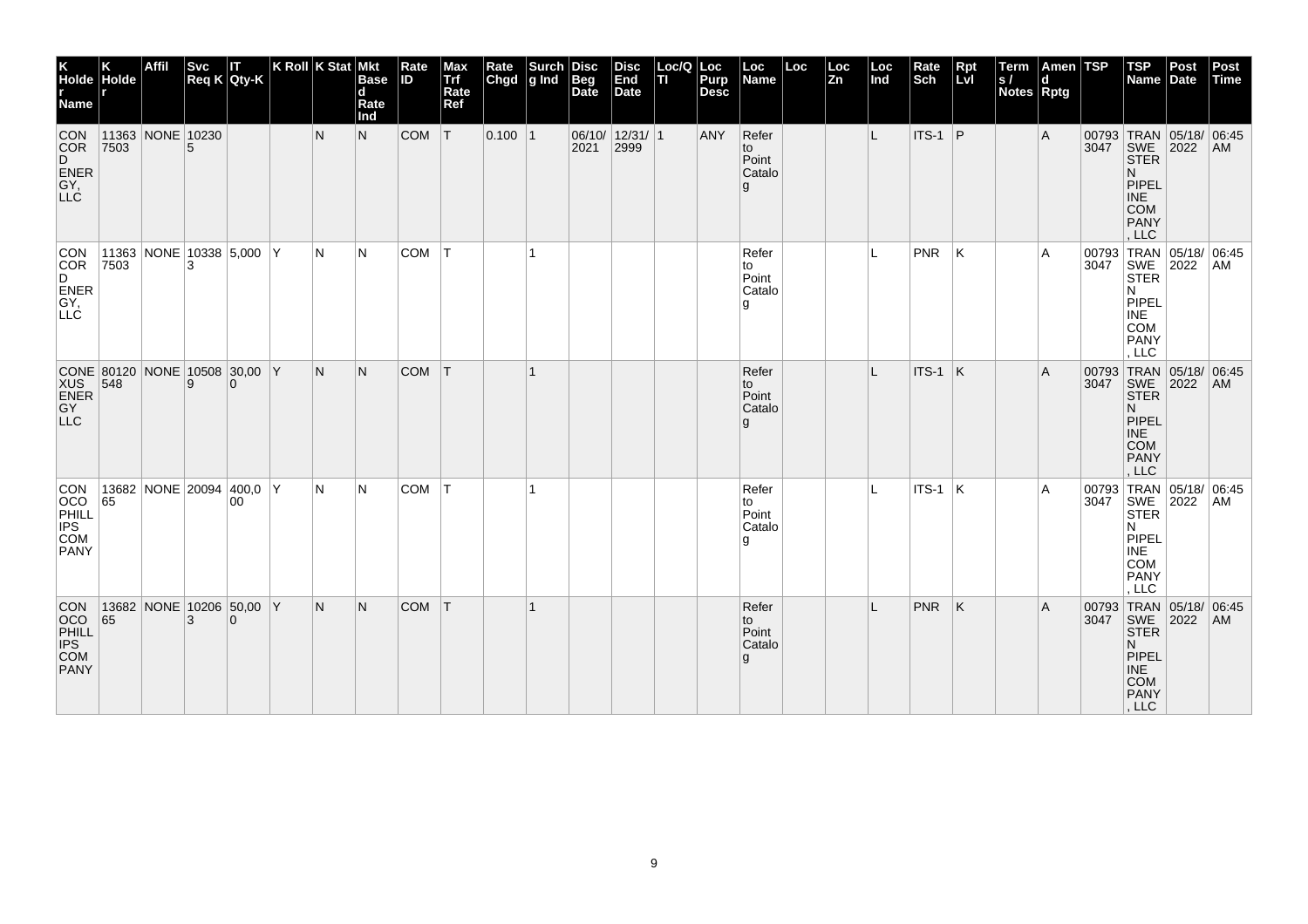| K Holder Name | K Holder | Affil | Svc Req K | IT Qty-K | K Roll | K Stat | Mkt Based Rate Ind | Rate ID | Max Trf Rate Ref | Rate Chgd | Surchg Ind | Disc Beg Date | Disc End Date | Loc/QTI | Loc Purp Desc | Loc Name | Loc | Loc Zn | Loc Ind | Rate Sch | Rpt Lvl | Terms / Notes | Amend Rptg | TSP | TSP Name | Post Date | Post Time |
|---|---|---|---|---|---|---|---|---|---|---|---|---|---|---|---|---|---|---|---|---|---|---|---|---|---|---|---|
| CONCORD ENERGY, LLC | 113637503 | NONE | 102305 | | | N | N | COM | T | 0.100 | 1 | 06/10/2021 | 12/31/2999 | 1 | ANY | Refer to Point Catalog | | | L | ITS-1 | P | | A | 007933047 | TRANSWESTERN PIPELINE COMPANY, LLC | 05/18/2022 | 06:45 AM |
| CONCORD ENERGY, LLC | 113637503 | NONE | 103383 | 5,000 | Y | N | N | COM | T | | 1 | | | | | Refer to Point Catalog | | | L | PNR | K | | A | 007933047 | TRANSWESTERN PIPELINE COMPANY, LLC | 05/18/2022 | 06:45 AM |
| CONEXUS ENERGY LLC | 80120548 | NONE | 105089 | 30,000 | Y | N | N | COM | T | | 1 | | | | | Refer to Point Catalog | | | L | ITS-1 | K | | A | 007933047 | TRANSWESTERN PIPELINE COMPANY, LLC | 05/18/2022 | 06:45 AM |
| CONOCOPHILLIPS COMPANY | 1368265 | NONE | 20094 | 400,000 | Y | N | N | COM | T | | 1 | | | | | Refer to Point Catalog | | | L | ITS-1 | K | | A | 007933047 | TRANSWESTERN PIPELINE COMPANY, LLC | 05/18/2022 | 06:45 AM |
| CONOCOPHILLIPS COMPANY | 1368265 | NONE | 102063 | 50,000 | Y | N | N | COM | T | | 1 | | | | | Refer to Point Catalog | | | L | PNR | K | | A | 007933047 | TRANSWESTERN PIPELINE COMPANY, LLC | 05/18/2022 | 06:45 AM |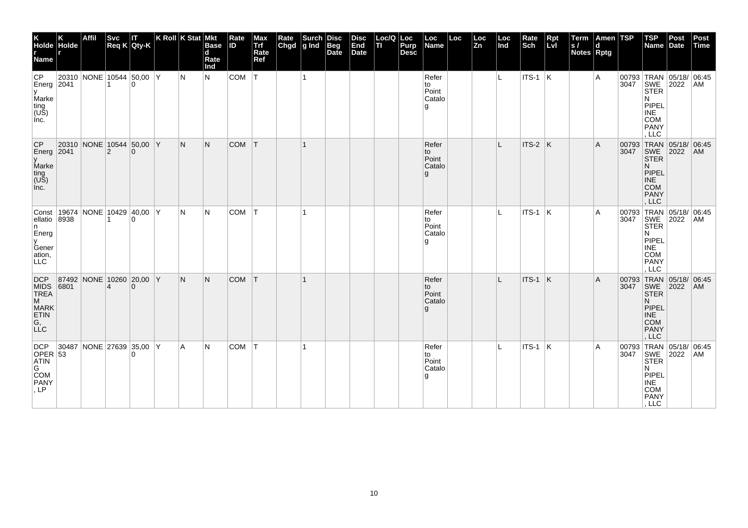| K Holder Name | K Holder | Affil | Svc Req K | IT Qty-K | K Roll | K Stat | Mkt Based Rate Ind | Rate ID | Max Trf Rate Ref | Rate Chgd | Surch g Ind | Disc Beg Date | Disc End Date | Loc/Q TI | Loc Purp Desc | Loc Name | Loc | Loc Zn | Loc Ind | Rate Sch | Rpt Lvl | Terms / Notes | Amend Rptg | TSP | TSP Name | Post Date | Post Time |
|---|---|---|---|---|---|---|---|---|---|---|---|---|---|---|---|---|---|---|---|---|---|---|---|---|---|---|---|
| CP Energy Marketing (US) Inc. | 203102041 | NONE | 105441 | 50,000 | Y | N | N | COM | T | | 1 | | | | | Refer to Point Catalog | | | L | ITS-1 | K | | A | 007933047 | TRANSWESTERN PIPELINE COMPANY, LLC | 05/18/2022 | 06:45 AM |
| CP Energy Marketing (US) Inc. | 203102041 | NONE | 105442 | 50,000 | Y | N | N | COM | T | | 1 | | | | | Refer to Point Catalog | | | L | ITS-2 | K | | A | 007933047 | TRANSWESTERN PIPELINE COMPANY, LLC | 05/18/2022 | 06:45 AM |
| Constellation Energy Generation, LLC | 196748938 | NONE | 104291 | 40,000 | Y | N | N | COM | T | | 1 | | | | | Refer to Point Catalog | | | L | ITS-1 | K | | A | 007933047 | TRANSWESTERN PIPELINE COMPANY, LLC | 05/18/2022 | 06:45 AM |
| DCP MIDSTREAM MARKETING, LLC | 874926801 | NONE | 102604 | 20,000 | Y | N | N | COM | T | | 1 | | | | | Refer to Point Catalog | | | L | ITS-1 | K | | A | 007933047 | TRANSWESTERN PIPELINE COMPANY, LLC | 05/18/2022 | 06:45 AM |
| DCP OPERATING COMPANY, LP | 3048753 | NONE | 27639 | 35,000 | Y | A | N | COM | T | | 1 | | | | | Refer to Point Catalog | | | L | ITS-1 | K | | A | 007933047 | TRANSWESTERN PIPELINE COMPANY, LLC | 05/18/2022 | 06:45 AM |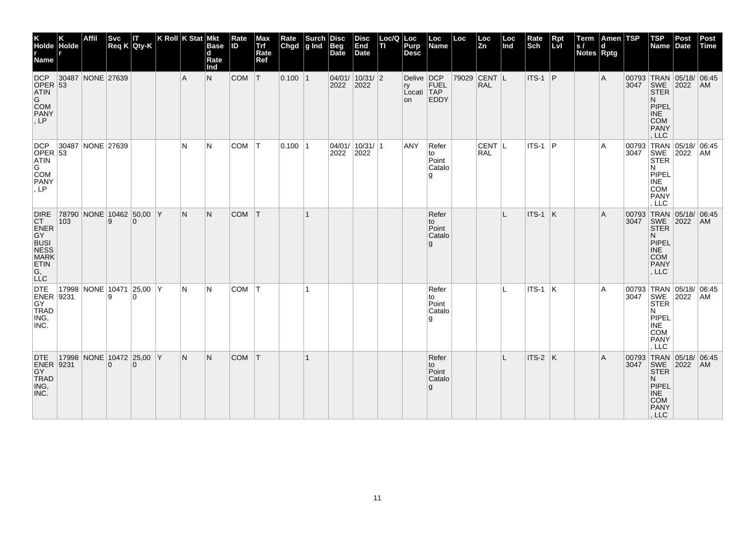| K Holder Name | K Holder | Affil | Svc Req K | IT Qty-K | K Roll | K Stat | Mkt Based Rate Ind | Rate ID | Max Trf Rate Ref | Rate Chgd | Surchg Ind | Disc Beg Date | Disc End Date | Loc/QTI | Loc Purp Desc | Loc Name | Loc | Loc Zn | Loc Ind | Rate Sch | Rpt Lvl | Terms / Notes | Amend Rptg | TSP | TSP Name | Post Date | Post Time |
|---|---|---|---|---|---|---|---|---|---|---|---|---|---|---|---|---|---|---|---|---|---|---|---|---|---|---|---|
| DCP OPERATING COMPANY, LP | 3048753 | NONE | 27639 | | | A | N | COM | T | 0.100 | 1 | 04/01/2022 | 10/31/2022 | 2 | Delivery Location | DCP FUEL TAP EDDY | 79029 | CENTRAL | L | ITS-1 | P | | A | 007933047 | TRANSWESTERN PIPELINE COMPANY, LLC | 05/18/2022 | 06:45 AM |
| DCP OPERATING COMPANY, LP | 3048753 | NONE | 27639 | | | N | N | COM | T | 0.100 | 1 | 04/01/2022 | 10/31/2022 | 1 | ANY | Refer to Point Catalog | | CENTRAL | L | ITS-1 | P | | A | 007933047 | TRANSWESTERN PIPELINE COMPANY, LLC | 05/18/2022 | 06:45 AM |
| DIRECT ENERGY BUSINESS MARKETING, LLC | 78790103 | NONE | 104629 | 50,000 | Y | N | N | COM | T | | 1 | | | | | Refer to Point Catalog | | | L | ITS-1 | K | | A | 007933047 | TRANSWESTERN PIPELINE COMPANY, LLC | 05/18/2022 | 06:45 AM |
| DTE ENERGY TRADING, INC. | 179989231 | NONE | 104719 | 25,000 | Y | N | N | COM | T | | 1 | | | | | Refer to Point Catalog | | | L | ITS-1 | K | | A | 007933047 | TRANSWESTERN PIPELINE COMPANY, LLC | 05/18/2022 | 06:45 AM |
| DTE ENERGY TRADING, INC. | 179989231 | NONE | 104720 | 25,000 | Y | N | N | COM | T | | 1 | | | | | Refer to Point Catalog | | | L | ITS-2 | K | | A | 007933047 | TRANSWESTERN PIPELINE COMPANY, LLC | 05/18/2022 | 06:45 AM |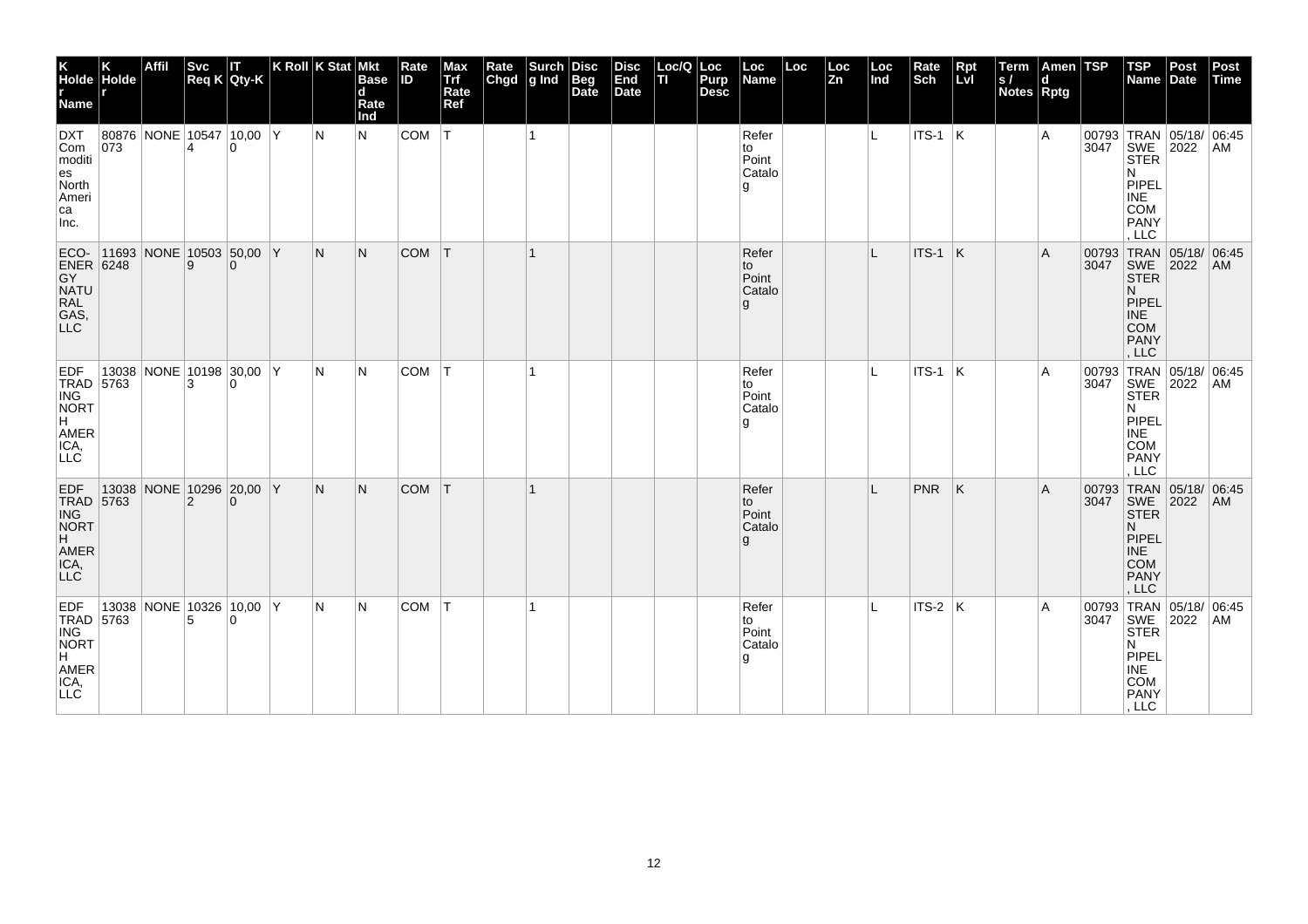| K Holder Name | K Holder | Affil | Svc Req K | IT Qty-K | K Roll | K Stat | Mkt Based Rate Ind | Rate ID | Max Trf Rate Ref | Rate Chgd | Surchg Ind | Disc Beg Date | Disc End Date | Loc/QTI | Loc Purp Desc | Loc Name | Loc | Loc Zn | Loc Ind | Rate Sch | Rpt Lvl | Terms / Notes | Amend Rptg | TSP | TSP Name | Post Date | Post Time |
|---|---|---|---|---|---|---|---|---|---|---|---|---|---|---|---|---|---|---|---|---|---|---|---|---|---|---|---|
| DXT Commodities North America Inc. | 80876073 | NONE | 105474 | 10,000 | Y | N | N | COM | T | | 1 | | | | | Refer to Point Catalog | | | L | ITS-1 | K | | A | 007933047 | TRANSWESTERN PIPELINE COMPANY, LLC | 05/18/2022 | 06:45 AM |
| ECO-ENERGY NATURAL GAS, LLC | 116936248 | NONE | 105039 | 50,000 | Y | N | N | COM | T | | 1 | | | | | Refer to Point Catalog | | | L | ITS-1 | K | | A | 007933047 | TRANSWESTERN PIPELINE COMPANY, LLC | 05/18/2022 | 06:45 AM |
| EDF TRADING NORTH AMERICA, LLC | 130385763 | NONE | 101983 | 30,000 | Y | N | N | COM | T | | 1 | | | | | Refer to Point Catalog | | | L | ITS-1 | K | | A | 007933047 | TRANSWESTERN PIPELINE COMPANY, LLC | 05/18/2022 | 06:45 AM |
| EDF TRADING NORTH AMERICA, LLC | 130385763 | NONE | 102962 | 20,000 | Y | N | N | COM | T | | 1 | | | | | Refer to Point Catalog | | | L | PNR | K | | A | 007933047 | TRANSWESTERN PIPELINE COMPANY, LLC | 05/18/2022 | 06:45 AM |
| EDF TRADING NORTH AMERICA, LLC | 130385763 | NONE | 103265 | 10,000 | Y | N | N | COM | T | | 1 | | | | | Refer to Point Catalog | | | L | ITS-2 | K | | A | 007933047 | TRANSWESTERN PIPELINE COMPANY, LLC | 05/18/2022 | 06:45 AM |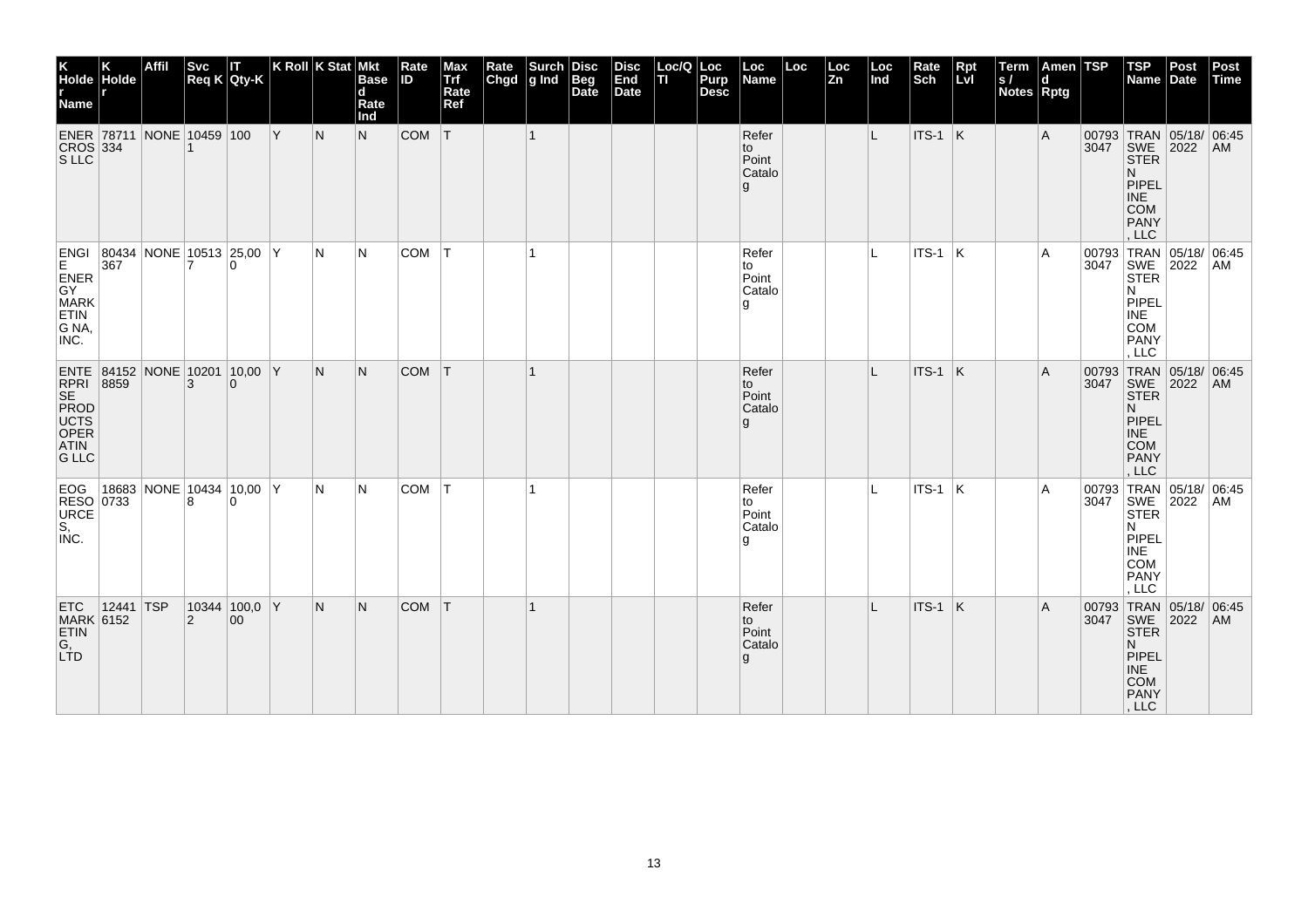| K Holder Name | K Holder | Affil | Svc Req K | IT Qty-K | K Roll | K Stat | Mkt Based Rate Ind | Rate ID | Max Trf Rate Ref | Rate Chgd | Surchg Ind | Disc Beg Date | Disc End Date | Loc/QTI | Loc Purp Desc | Loc Name | Loc | Loc Zn | Loc Ind | Rate Sch | Rpt Lvl | Terms / Notes | Amend Rptg | TSP | TSP Name | Post Date | Post Time |
|---|---|---|---|---|---|---|---|---|---|---|---|---|---|---|---|---|---|---|---|---|---|---|---|---|---|---|---|
| ENER CROSS LLC | 78711334 | NONE | 104591 | 100 | Y | N | N | COM | T | | 1 | | | | | Refer to Point Catalog | | | L | ITS-1 | K | | A | 007933047 | TRANSWESTERN PIPELINE COMPANY, LLC | 05/18/2022 | 06:45 AM |
| ENGIE ENERGY MARKETING NA, INC. | 80434367 | NONE | 105137 | 25,000 | Y | N | N | COM | T | | 1 | | | | | Refer to Point Catalog | | | L | ITS-1 | K | | A | 007933047 | TRANSWESTERN PIPELINE COMPANY, LLC | 05/18/2022 | 06:45 AM |
| ENTERPRISE PRODUCTS OPERATING LLC | 841528859 | NONE | 102013 | 10,000 | Y | N | N | COM | T | | 1 | | | | | Refer to Point Catalog | | | L | ITS-1 | K | | A | 007933047 | TRANSWESTERN PIPELINE COMPANY, LLC | 05/18/2022 | 06:45 AM |
| EOG RESOURCES, INC. | 186830733 | NONE | 104348 | 10,000 | Y | N | N | COM | T | | 1 | | | | | Refer to Point Catalog | | | L | ITS-1 | K | | A | 007933047 | TRANSWESTERN PIPELINE COMPANY, LLC | 05/18/2022 | 06:45 AM |
| ETC MARKETING, LTD | 124416152 | TSP | 103442 | 100,000 | Y | N | N | COM | T | | 1 | | | | | Refer to Point Catalog | | | L | ITS-1 | K | | A | 007933047 | TRANSWESTERN PIPELINE COMPANY, LLC | 05/18/2022 | 06:45 AM |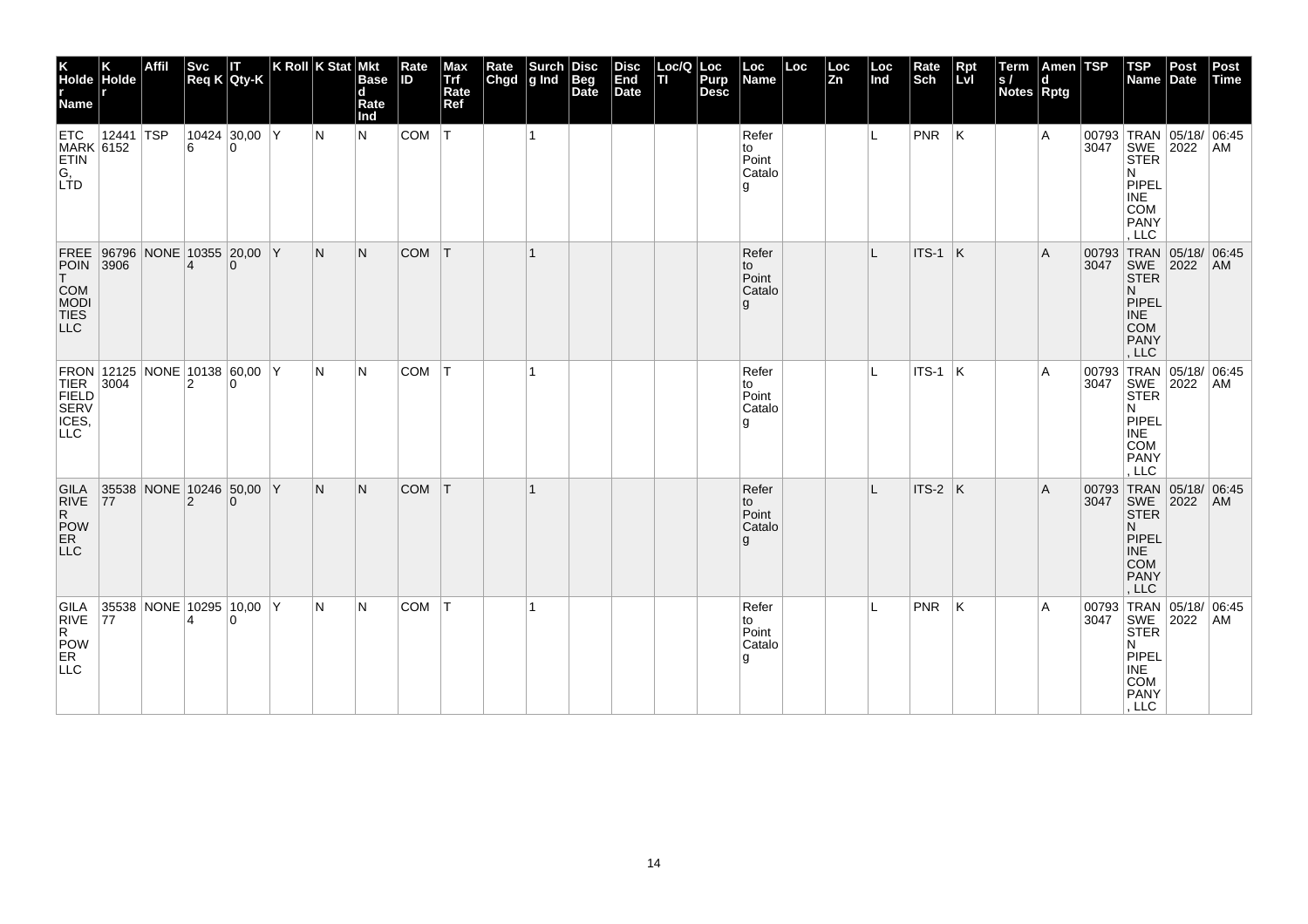| K Holder Name | K Holder | Affil | Svc Req K | IT Qty-K | K Roll | K Stat | Mkt Based Rate Ind | Rate ID | Max Trf Rate Ref | Rate Chgd | Surchg Ind | Disc Beg Date | Disc End Date | Loc/QTI | Loc Purp Desc | Loc Name | Loc | Loc Zn | Loc Ind | Rate Sch | Rpt Lvl | Terms / Notes | Amend Rptg | TSP | TSP Name | Post Date | Post Time |
|---|---|---|---|---|---|---|---|---|---|---|---|---|---|---|---|---|---|---|---|---|---|---|---|---|---|---|---|
| ETC MARKETING, LTD | 124416152 | TSP | 104246 | 30,000 | Y | N | N | COM | T | | 1 | | | | | Refer to Point Catalog | | | L | PNR | K | | A | 007933047 | TRANSWESTERN PIPELINE COMPANY, LLC | 05/18/2022 | 06:45 AM |
| FREEPOINT COMMODITIES LLC | 967963906 | NONE | 103554 | 20,000 | Y | N | N | COM | T | | 1 | | | | | Refer to Point Catalog | | | L | ITS-1 | K | | A | 007933047 | TRANSWESTERN PIPELINE COMPANY, LLC | 05/18/2022 | 06:45 AM |
| FRONTIER FIELD SERVICES, LLC | 121253004 | NONE | 101382 | 60,000 | Y | N | N | COM | T | | 1 | | | | | Refer to Point Catalog | | | L | ITS-1 | K | | A | 007933047 | TRANSWESTERN PIPELINE COMPANY, LLC | 05/18/2022 | 06:45 AM |
| GILA RIVER POWER LLC | 3553877 | NONE | 102462 | 50,000 | Y | N | N | COM | T | | 1 | | | | | Refer to Point Catalog | | | L | ITS-2 | K | | A | 007933047 | TRANSWESTERN PIPELINE COMPANY, LLC | 05/18/2022 | 06:45 AM |
| GILA RIVER POWER LLC | 3553877 | NONE | 102954 | 10,000 | Y | N | N | COM | T | | 1 | | | | | Refer to Point Catalog | | | L | PNR | K | | A | 007933047 | TRANSWESTERN PIPELINE COMPANY, LLC | 05/18/2022 | 06:45 AM |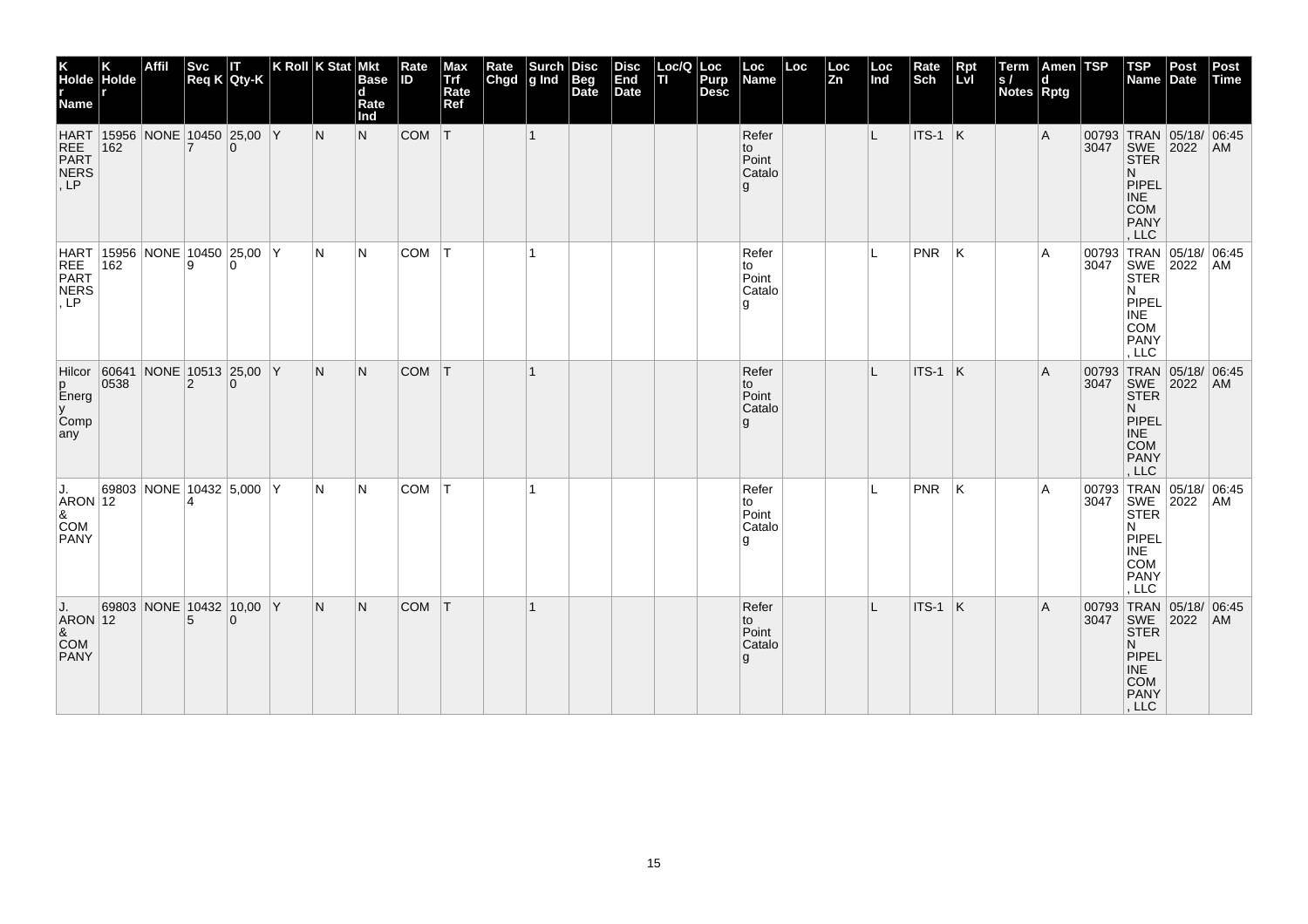| K Holder Name | K Holder | Affil | Svc Req K | IT Qty-K | K Roll | K Stat | Mkt Based Rate Ind | Rate ID | Max Trf Rate Ref | Rate Chgd | Surchg Ind | Disc Beg Date | Disc End Date | Loc/QTI | Loc Purp Desc | Loc Name | Loc | Loc Zn | Loc Ind | Rate Sch | Rpt Lvl | Terms / Notes | Amend Rptg | TSP | TSP Name | Post Date | Post Time |
|---|---|---|---|---|---|---|---|---|---|---|---|---|---|---|---|---|---|---|---|---|---|---|---|---|---|---|---|
| HARTREE PARTNERS, LP | 15956162 | NONE | 104507 | 25,000 | Y | N | N | COM | T | | 1 | | | | | Refer to Point Catalog | | | L | ITS-1 | K | | A | 007933047 | TRANSWESTERN PIPELINE COMPANY, LLC | 05/18/2022 | 06:45 AM |
| HARTREE PARTNERS, LP | 15956162 | NONE | 104509 | 25,000 | Y | N | N | COM | T | | 1 | | | | | Refer to Point Catalog | | | L | PNR | K | | A | 007933047 | TRANSWESTERN PIPELINE COMPANY, LLC | 05/18/2022 | 06:45 AM |
| Hilcorp Energy Company | 606410538 | NONE | 105132 | 25,000 | Y | N | N | COM | T | | 1 | | | | | Refer to Point Catalog | | | L | ITS-1 | K | | A | 007933047 | TRANSWESTERN PIPELINE COMPANY, LLC | 05/18/2022 | 06:45 AM |
| J. ARON & COMPANY | 6980312 | NONE | 104324 | 5,000 | Y | N | N | COM | T | | 1 | | | | | Refer to Point Catalog | | | L | PNR | K | | A | 007933047 | TRANSWESTERN PIPELINE COMPANY, LLC | 05/18/2022 | 06:45 AM |
| J. ARON & COMPANY | 6980312 | NONE | 104325 | 10,000 | Y | N | N | COM | T | | 1 | | | | | Refer to Point Catalog | | | L | ITS-1 | K | | A | 007933047 | TRANSWESTERN PIPELINE COMPANY, LLC | 05/18/2022 | 06:45 AM |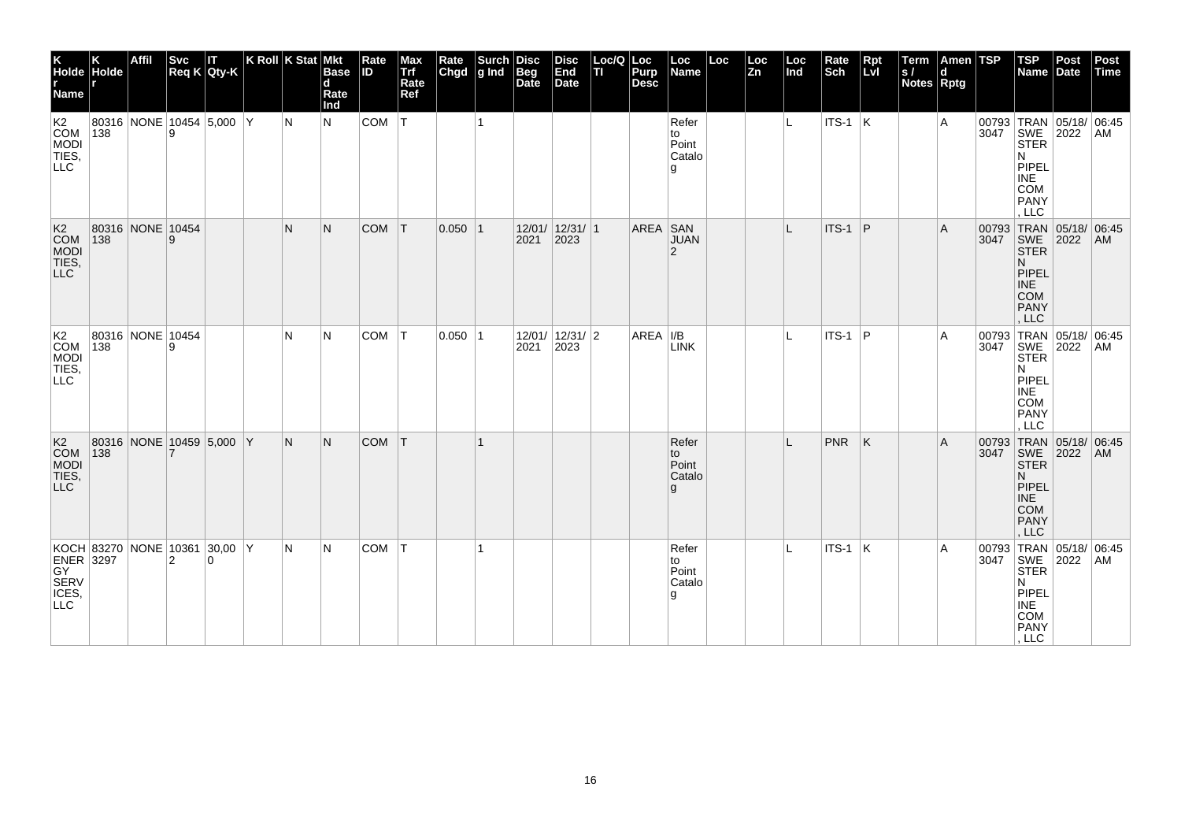| K Holder Name | K Holder | Affil | Svc Req K | IT Qty-K | K Roll | K Stat | Mkt Based Rate Ind | Rate ID | Max Trf Rate Ref | Rate Chgd | Surchg Ind | Disc Beg Date | Disc End Date | Loc/QTI | Loc Purp Desc | Loc Name | Loc | Loc Zn | Loc Ind | Rate Sch | Rpt Lvl | Terms / Notes | Amend Rptg | TSP | TSP Name | Post Date | Post Time |
|---|---|---|---|---|---|---|---|---|---|---|---|---|---|---|---|---|---|---|---|---|---|---|---|---|---|---|---|
| K2 COMMODITIES, LLC | 80316138 | NONE | 104549 | 5,000 | Y | N | N | COM | T | | 1 | | | | | Refer to Point Catalog | | | L | ITS-1 | K | | A | 007933047 | TRANSWESTERN PIPELINE COMPANY, LLC | 05/18/2022 | 06:45 AM |
| K2 COMMODITIES, LLC | 80316138 | NONE | 104549 | | | N | N | COM | T | 0.050 | 1 | 12/01/2021 | 12/31/2023 | 1 | AREA | SAN JUAN 2 | | | L | ITS-1 | P | | A | 007933047 | TRANSWESTERN PIPELINE COMPANY, LLC | 05/18/2022 | 06:45 AM |
| K2 COMMODITIES, LLC | 80316138 | NONE | 104549 | | | N | N | COM | T | 0.050 | 1 | 12/01/2021 | 12/31/2023 | 2 | AREA | I/B LINK | | | L | ITS-1 | P | | A | 007933047 | TRANSWESTERN PIPELINE COMPANY, LLC | 05/18/2022 | 06:45 AM |
| K2 COMMODITIES, LLC | 80316138 | NONE | 104597 | 5,000 | Y | N | N | COM | T | | 1 | | | | | Refer to Point Catalog | | | L | PNR | K | | A | 007933047 | TRANSWESTERN PIPELINE COMPANY, LLC | 05/18/2022 | 06:45 AM |
| KOCH ENERGY SERVICES, LLC | 832703297 | NONE | 103612 | 30,000 | Y | N | N | COM | T | | 1 | | | | | Refer to Point Catalog | | | L | ITS-1 | K | | A | 007933047 | TRANSWESTERN PIPELINE COMPANY, LLC | 05/18/2022 | 06:45 AM |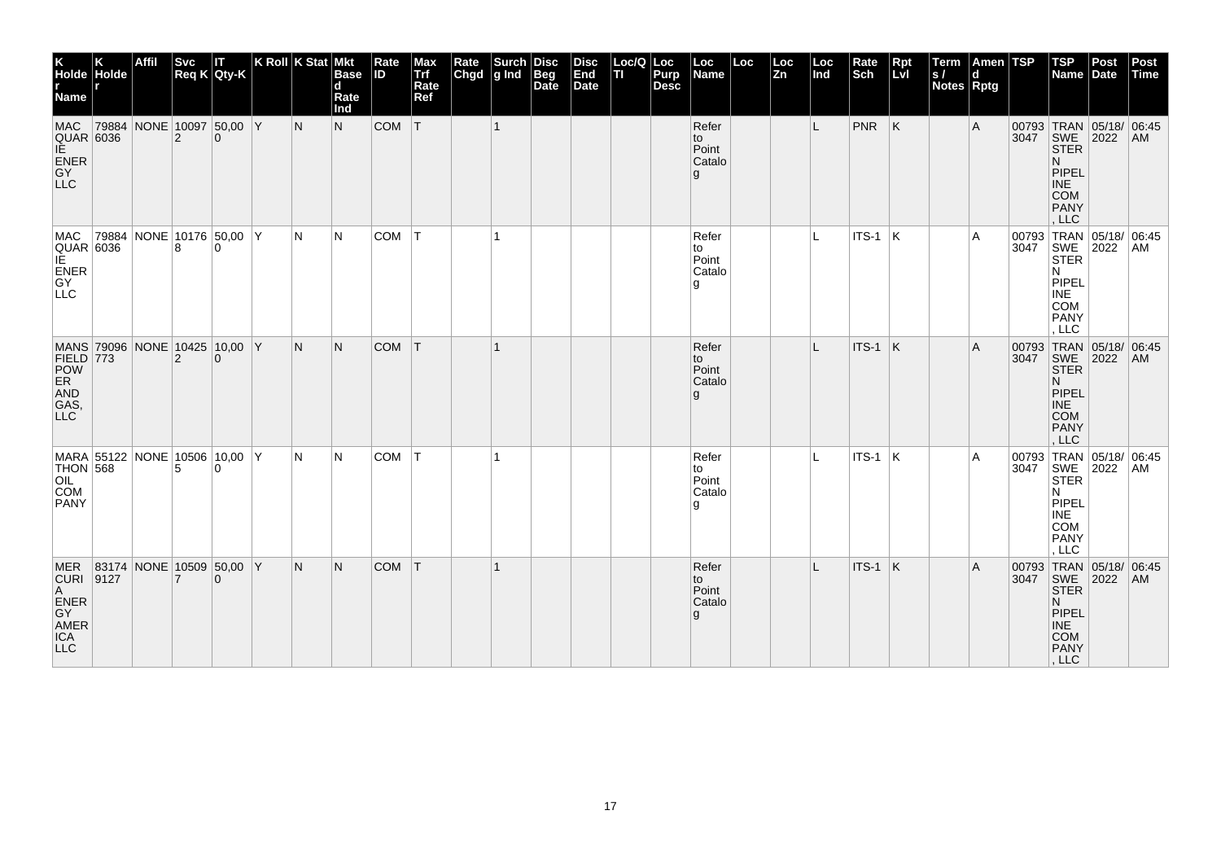| K Holder Name | K Holder | Affil | Svc Req K | IT Qty-K | K Roll | K Stat | Mkt Based Rate Ind | Rate ID | Max Trf Rate Ref | Rate Chgd | Surchg Ind | Disc Beg Date | Disc End Date | Loc/QTI | Loc Purp Desc | Loc Name | Loc | Loc Zn | Loc Ind | Rate Sch | Rpt Lvl | Terms / Notes | Amend Rptg | TSP | TSP Name | Post Date | Post Time |
|---|---|---|---|---|---|---|---|---|---|---|---|---|---|---|---|---|---|---|---|---|---|---|---|---|---|---|---|
| MACQUARIE ENERGY LLC | 798846036 | NONE | 100972 | 50,000 | Y | N | N | COM | T | | 1 | | | | | Refer to Point Catalog | | | L | PNR | K | | A | 007933047 | TRANSWESTERN PIPELINE COMPANY, LLC | 05/18/2022 | 06:45 AM |
| MACQUARIE ENERGY LLC | 798846036 | NONE | 101768 | 50,000 | Y | N | N | COM | T | | 1 | | | | | Refer to Point Catalog | | | L | ITS-1 | K | | A | 007933047 | TRANSWESTERN PIPELINE COMPANY, LLC | 05/18/2022 | 06:45 AM |
| MANSFIELD POWER AND GAS, LLC | 79096773 | NONE | 104252 | 10,000 | Y | N | N | COM | T | | 1 | | | | | Refer to Point Catalog | | | L | ITS-1 | K | | A | 007933047 | TRANSWESTERN PIPELINE COMPANY, LLC | 05/18/2022 | 06:45 AM |
| MARATHON OIL COMPANY | 55122568 | NONE | 105065 | 10,000 | Y | N | N | COM | T | | 1 | | | | | Refer to Point Catalog | | | L | ITS-1 | K | | A | 007933047 | TRANSWESTERN PIPELINE COMPANY, LLC | 05/18/2022 | 06:45 AM |
| MERCURIA ENERGY AMERICA LLC | 831749127 | NONE | 105097 | 50,000 | Y | N | N | COM | T | | 1 | | | | | Refer to Point Catalog | | | L | ITS-1 | K | | A | 007933047 | TRANSWESTERN PIPELINE COMPANY, LLC | 05/18/2022 | 06:45 AM |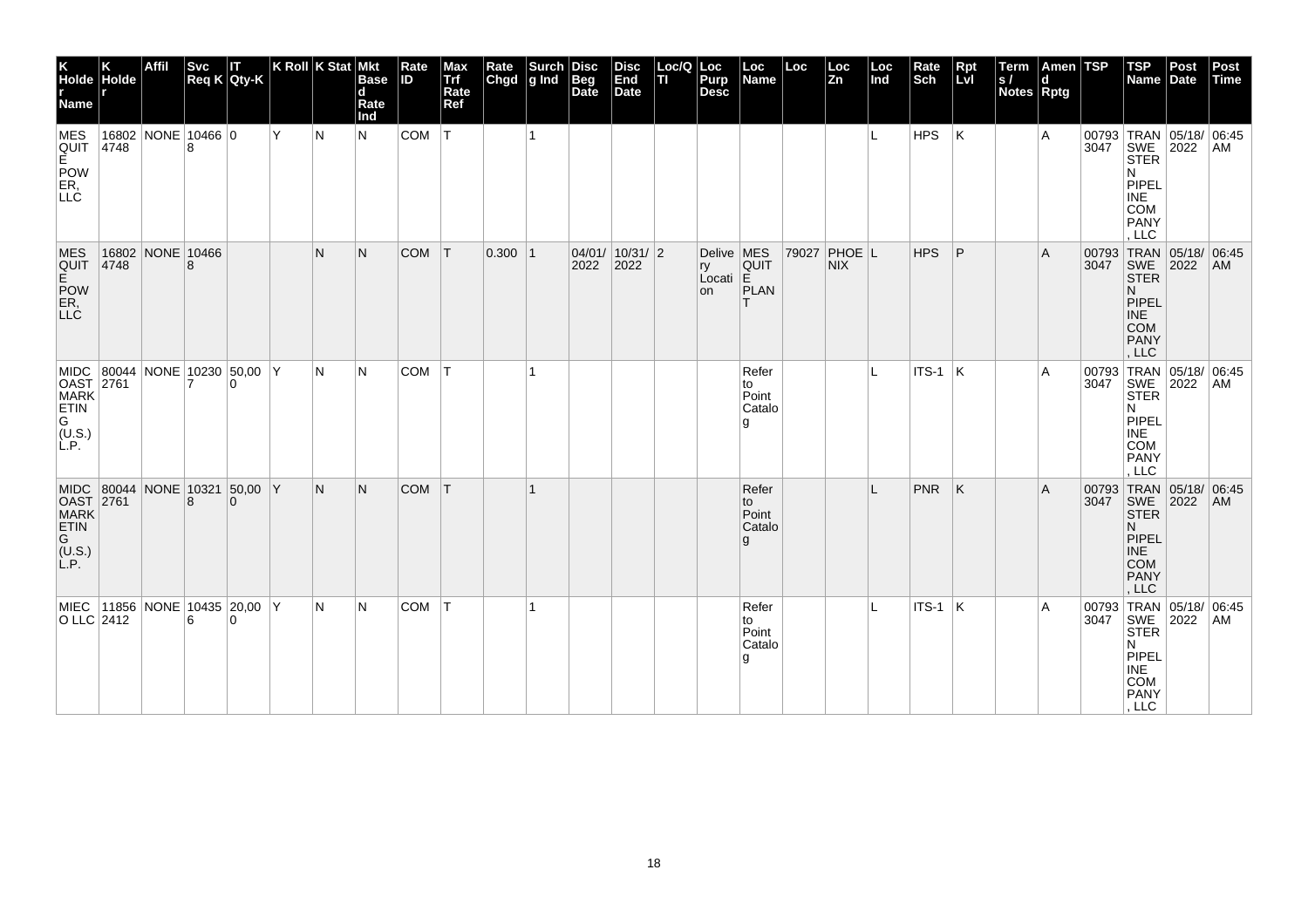| K Holder Name | K Holder | Affil | Svc Req K | IT Qty-K | K Roll | K Stat | Mkt Based Rate Ind | Rate ID | Max Trf Rate Ref | Rate Chgd | Surchg Ind | Disc Beg Date | Disc End Date | Loc/QTI | Loc Purp Desc | Loc Name | Loc | Loc Zn | Loc Ind | Rate Sch | Rpt Lvl | Terms / Notes | Amend Rptg | TSP | TSP Name | Post Date | Post Time |
|---|---|---|---|---|---|---|---|---|---|---|---|---|---|---|---|---|---|---|---|---|---|---|---|---|---|---|---|
| MESQUITE POWER, LLC | 168024748 | NONE | 104668 | 0 | Y | N | N | COM | T | | 1 | | | | | | | | L | HPS | K | | A | 007933047 | TRANSWESTERN PIPELINE COMPANY, LLC | 05/18/2022 | 06:45 AM |
| MESQUITE POWER, LLC | 168024748 | NONE | 104668 | | | N | N | COM | T | 0.300 | 1 | 04/01/2022 | 10/31/2022 | 2 | Delivery Location | MESQUITE PLANT | 79027 | PHOENIX | L | HPS | P | | A | 007933047 | TRANSWESTERN PIPELINE COMPANY, LLC | 05/18/2022 | 06:45 AM |
| MIDCOAST MARKETING (U.S.) L.P. | 800442761 | NONE | 102307 | 50,000 | Y | N | N | COM | T | | 1 | | | | | Refer to Point Catalog | | | L | ITS-1 | K | | A | 007933047 | TRANSWESTERN PIPELINE COMPANY, LLC | 05/18/2022 | 06:45 AM |
| MIDCOAST MARKETING (U.S.) L.P. | 800442761 | NONE | 103218 | 50,000 | Y | N | N | COM | T | | 1 | | | | | Refer to Point Catalog | | | L | PNR | K | | A | 007933047 | TRANSWESTERN PIPELINE COMPANY, LLC | 05/18/2022 | 06:45 AM |
| MIECO LLC | 118562412 | NONE | 104356 | 20,000 | Y | N | N | COM | T | | 1 | | | | | Refer to Point Catalog | | | L | ITS-1 | K | | A | 007933047 | TRANSWESTERN PIPELINE COMPANY, LLC | 05/18/2022 | 06:45 AM |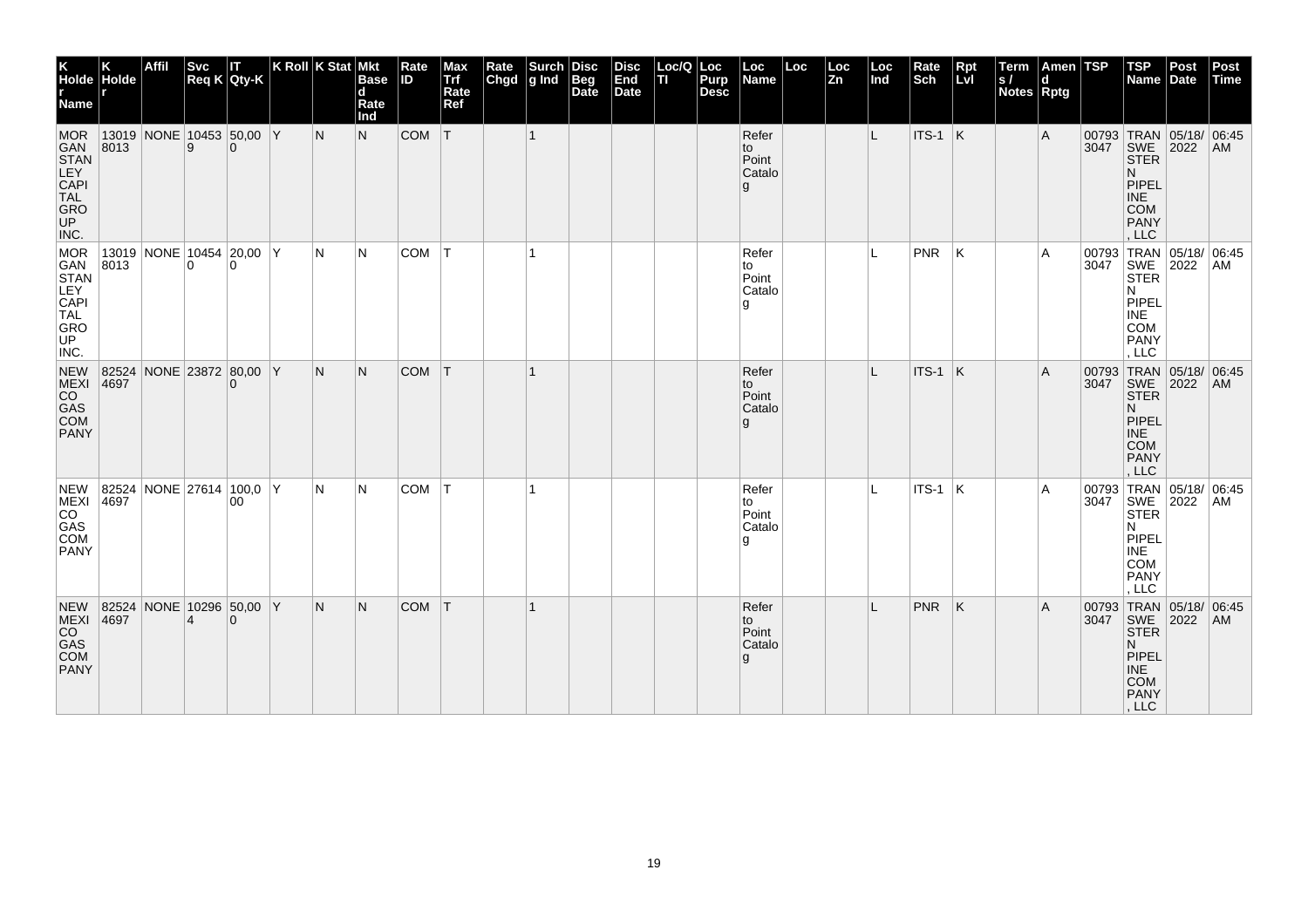| K Holder Name | K Holder | Affil | Svc Req K | IT Qty-K | K Roll | K Stat | Mkt Based Rate Ind | Rate ID | Max Trf Rate Ref | Rate Chgd | Surchg Ind | Disc Beg Date | Disc End Date | Loc/QTI | Loc Purp Desc | Loc Name | Loc | Loc Zn | Loc Ind | Rate Sch | Rpt Lvl | Terms / Notes | Amend Rptg | TSP | TSP Name | Post Date | Post Time |
|---|---|---|---|---|---|---|---|---|---|---|---|---|---|---|---|---|---|---|---|---|---|---|---|---|---|---|---|
| MORGAN STANLEY CAPITAL GROUP INC. | 130198013 | NONE | 104539 | 50,000 | Y | N | N | COM | T | | 1 | | | | | Refer to Point Catalog | | | L | ITS-1 | K | | A | 007933047 | TRANSWESTERN PIPELINE COMPANY, LLC | 05/18/2022 | 06:45 AM |
| MORGAN STANLEY CAPITAL GROUP INC. | 130198013 | NONE | 104540 | 20,000 | Y | N | N | COM | T | | 1 | | | | | Refer to Point Catalog | | | L | PNR | K | | A | 007933047 | TRANSWESTERN PIPELINE COMPANY, LLC | 05/18/2022 | 06:45 AM |
| NEW MEXICO GAS COMPANY | 825244697 | NONE | 23872 | 80,000 | Y | N | N | COM | T | | 1 | | | | | Refer to Point Catalog | | | L | ITS-1 | K | | A | 007933047 | TRANSWESTERN PIPELINE COMPANY, LLC | 05/18/2022 | 06:45 AM |
| NEW MEXICO GAS COMPANY | 825244697 | NONE | 27614 | 100,000 | Y | N | N | COM | T | | 1 | | | | | Refer to Point Catalog | | | L | ITS-1 | K | | A | 007933047 | TRANSWESTERN PIPELINE COMPANY, LLC | 05/18/2022 | 06:45 AM |
| NEW MEXICO GAS COMPANY | 825244697 | NONE | 102964 | 50,000 | Y | N | N | COM | T | | 1 | | | | | Refer to Point Catalog | | | L | PNR | K | | A | 007933047 | TRANSWESTERN PIPELINE COMPANY, LLC | 05/18/2022 | 06:45 AM |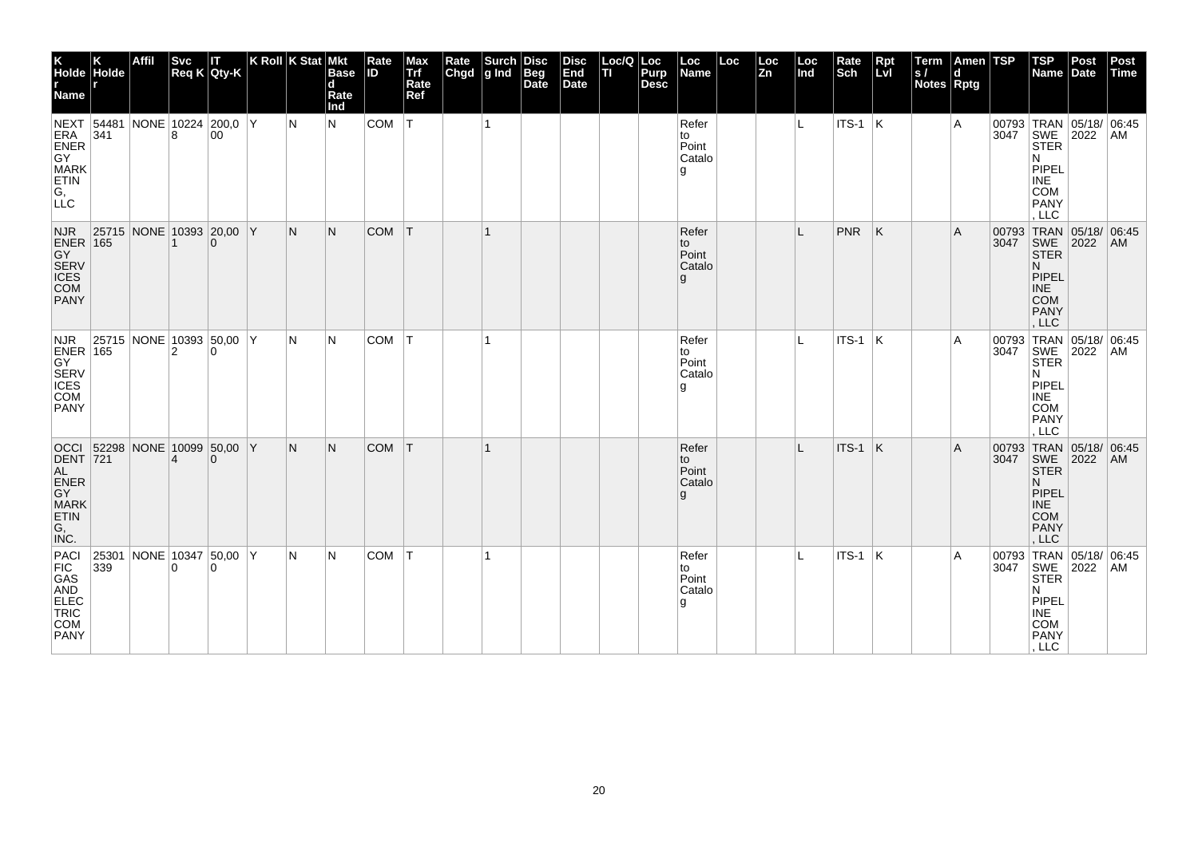| K Holder Name | K Holder | Affil | Svc Req K | IT Qty-K | K Roll | K Stat | Mkt Based Rate Ind | Rate ID | Max Trf Rate Ref | Rate Chgd | Surchg Ind | Disc Beg Date | Disc End Date | Loc/QTI | Loc Purp Desc | Loc Name | Loc | Loc Zn | Loc Ind | Rate Sch | Rpt Lvl | Terms / Notes | Amend Rptg | TSP | TSP Name | Post Date | Post Time |
|---|---|---|---|---|---|---|---|---|---|---|---|---|---|---|---|---|---|---|---|---|---|---|---|---|---|---|---|
| NEXT ERA ENERGY MARKETING, LLC | 54481341 | NONE | 102248 | 200,000 | Y | N | N | COM | T | | 1 | | | | | Refer to Point Catalog | | | L | ITS-1 | K | | A | 007933047 | TRANSWESTERN PIPELINE COMPANY, LLC | 05/18/2022 | 06:45 AM |
| NJR ENERGY SERVICES COMPANY | 25715165 | NONE | 103931 | 20,000 | Y | N | N | COM | T | | 1 | | | | | Refer to Point Catalog | | | L | PNR | K | | A | 007933047 | TRANSWESTERN PIPELINE COMPANY, LLC | 05/18/2022 | 06:45 AM |
| NJR ENERGY SERVICES COMPANY | 25715165 | NONE | 103932 | 50,000 | Y | N | N | COM | T | | 1 | | | | | Refer to Point Catalog | | | L | ITS-1 | K | | A | 007933047 | TRANSWESTERN PIPELINE COMPANY, LLC | 05/18/2022 | 06:45 AM |
| OCCIDENTAL ENERGY MARKETING, INC. | 52298721 | NONE | 100994 | 50,000 | Y | N | N | COM | T | | 1 | | | | | Refer to Point Catalog | | | L | ITS-1 | K | | A | 007933047 | TRANSWESTERN PIPELINE COMPANY, LLC | 05/18/2022 | 06:45 AM |
| PACIFIC GAS AND ELECTRIC COMPANY | 25301339 | NONE | 103470 | 50,000 | Y | N | N | COM | T | | 1 | | | | | Refer to Point Catalog | | | L | ITS-1 | K | | A | 007933047 | TRANSWESTERN PIPELINE COMPANY, LLC | 05/18/2022 | 06:45 AM |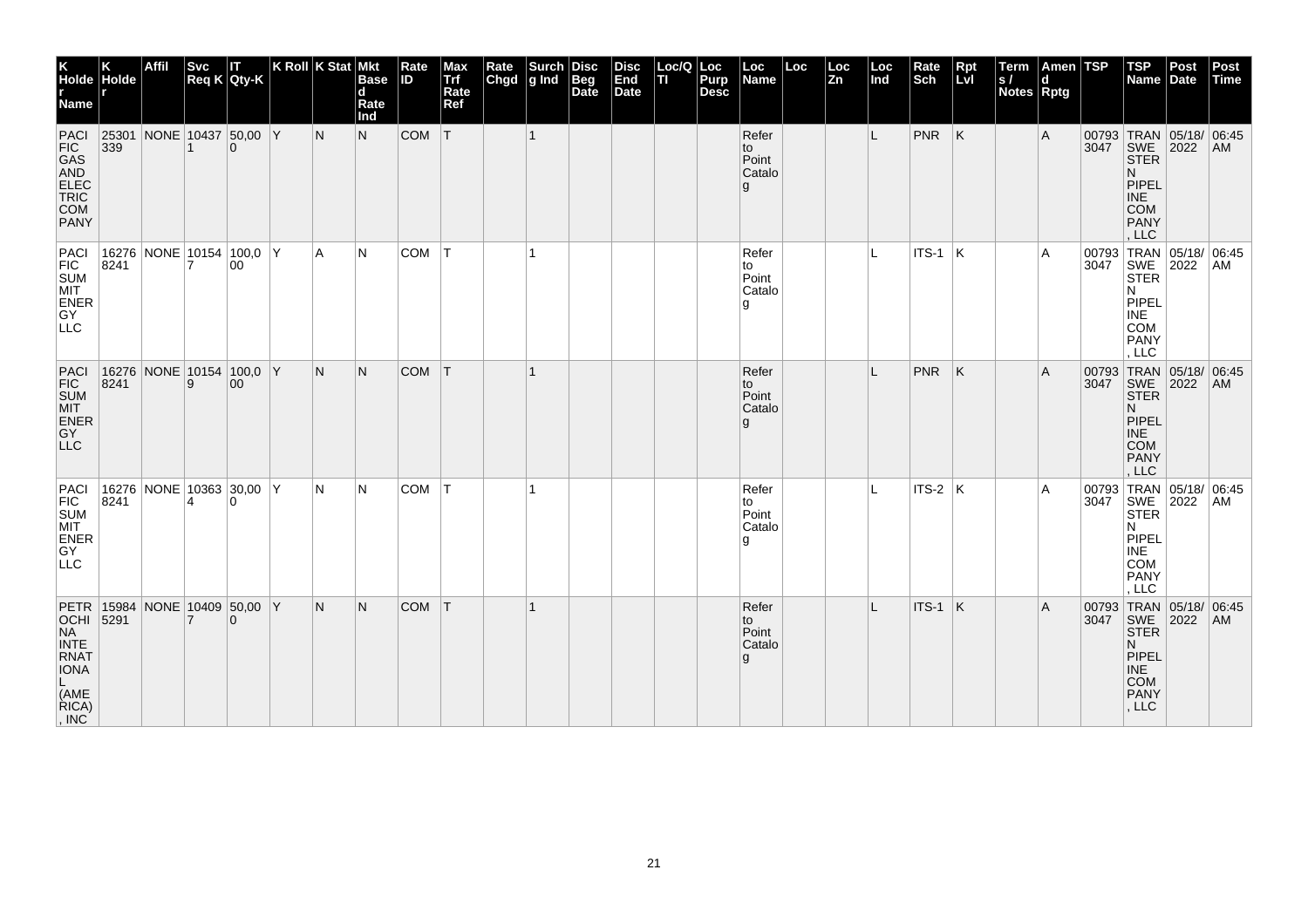| K Holder Name | K Holder | Affil | Svc Req K | IT Qty-K | K Roll | K Stat | Mkt Based Rate Ind | Rate ID | Max Trf Rate Ref | Rate Chgd | Surchg Ind | Disc Beg Date | Disc End Date | Loc/QTI | Loc Purp Desc | Loc Name | Loc | Loc Zn | Loc Ind | Rate Sch | Rpt Lvl | Terms / Notes | Amend Rptg | TSP | TSP Name | Post Date | Post Time |
|---|---|---|---|---|---|---|---|---|---|---|---|---|---|---|---|---|---|---|---|---|---|---|---|---|---|---|---|
| PACIFIC GAS AND ELECTRIC COMPANY | 25301339 | NONE | 104371 | 50,000 | Y | N | N | COM | T | | 1 | | | | | Refer to Point Catalog | | | L | PNR | K | | A | 007933047 | TRANSWESTERN PIPELINE COMPANY, LLC | 05/18/2022 | 06:45 AM |
| PACIFIC SUMMIT ENERGY LLC | 162768241 | NONE | 101547 | 100,000 | Y | A | N | COM | T | | 1 | | | | | Refer to Point Catalog | | | L | ITS-1 | K | | A | 007933047 | TRANSWESTERN PIPELINE COMPANY, LLC | 05/18/2022 | 06:45 AM |
| PACIFIC SUMMIT ENERGY LLC | 162768241 | NONE | 101549 | 100,000 | Y | N | N | COM | T | | 1 | | | | | Refer to Point Catalog | | | L | PNR | K | | A | 007933047 | TRANSWESTERN PIPELINE COMPANY, LLC | 05/18/2022 | 06:45 AM |
| PACIFIC SUMMIT ENERGY LLC | 162768241 | NONE | 103634 | 30,000 | Y | N | N | COM | T | | 1 | | | | | Refer to Point Catalog | | | L | ITS-2 | K | | A | 007933047 | TRANSWESTERN PIPELINE COMPANY, LLC | 05/18/2022 | 06:45 AM |
| PETROCHINA INTERNATIONAL (AMERICA), INC | 159845291 | NONE | 104097 | 50,000 | Y | N | N | COM | T | | 1 | | | | | Refer to Point Catalog | | | L | ITS-1 | K | | A | 007933047 | TRANSWESTERN PIPELINE COMPANY, LLC | 05/18/2022 | 06:45 AM |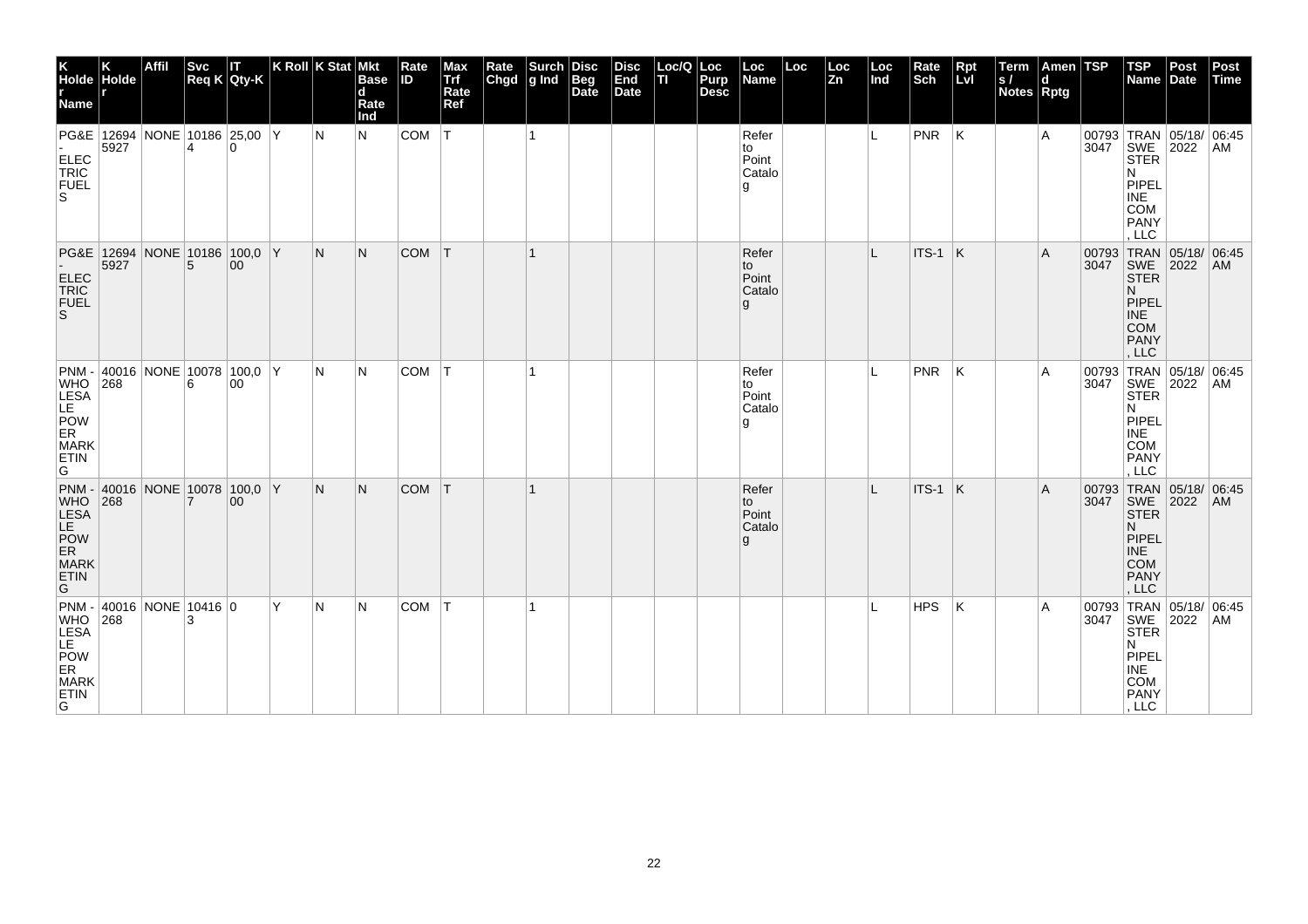| K Holder Name | K Holder | Affil | Svc Req K | IT Qty-K | K Roll | K Stat | Mkt Based Rate Ind | Rate ID | Max Trf Rate Ref | Rate Chgd | Surchg Ind | Disc Beg Date | Disc End Date | Loc/QTI | Loc Purp Desc | Loc Name | Loc | Loc Zn | Loc Ind | Rate Sch | Rpt Lvl | Terms / Notes | Amend Rptg | TSP | TSP Name | Post Date | Post Time |
|---|---|---|---|---|---|---|---|---|---|---|---|---|---|---|---|---|---|---|---|---|---|---|---|---|---|---|---|
| PG&E - ELECTRIC FUELS | 126945927 | NONE | 101864 | 25,000 | Y | N | N | COM | T | | 1 | | | | | Refer to Point Catalog | | | L | PNR | K | | A | 007933047 | TRANSWESTERN PIPELINE COMPANY, LLC | 05/18/2022 | 06:45 AM |
| PG&E - ELECTRIC FUELS | 126945927 | NONE | 101865 | 100,000 | Y | N | N | COM | T | | 1 | | | | | Refer to Point Catalog | | | L | ITS-1 | K | | A | 007933047 | TRANSWESTERN PIPELINE COMPANY, LLC | 05/18/2022 | 06:45 AM |
| PNM - WHOLESALE POWER MARKETING | 40016268 | NONE | 100786 | 100,000 | Y | N | N | COM | T | | 1 | | | | | Refer to Point Catalog | | | L | PNR | K | | A | 007933047 | TRANSWESTERN PIPELINE COMPANY, LLC | 05/18/2022 | 06:45 AM |
| PNM - WHOLESALE POWER MARKETING | 40016268 | NONE | 100787 | 100,000 | Y | N | N | COM | T | | 1 | | | | | Refer to Point Catalog | | | L | ITS-1 | K | | A | 007933047 | TRANSWESTERN PIPELINE COMPANY, LLC | 05/18/2022 | 06:45 AM |
| PNM - WHOLESALE POWER MARKETING | 40016268 | NONE | 104163 | 0 | Y | N | N | COM | T | | 1 | | | | | | | | L | HPS | K | | A | 007933047 | TRANSWESTERN PIPELINE COMPANY, LLC | 05/18/2022 | 06:45 AM |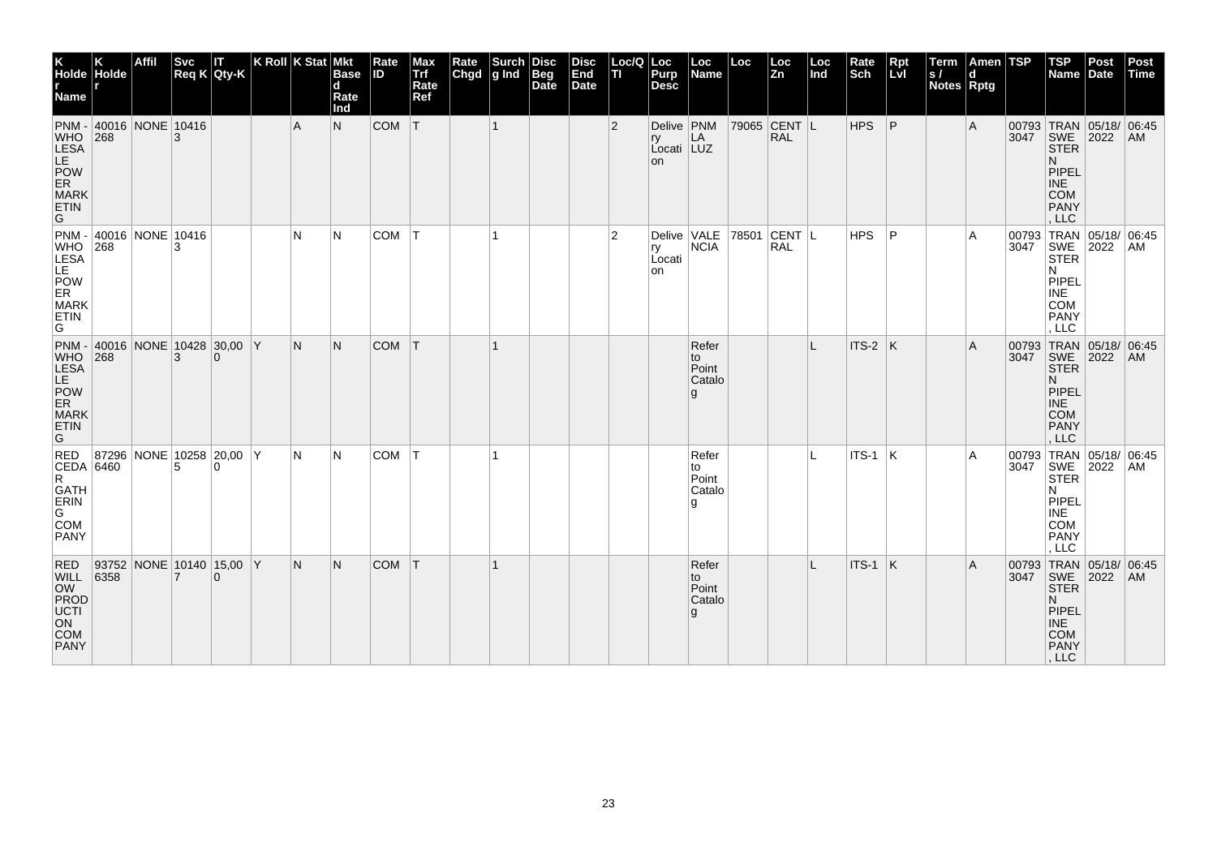| K Holder Name | K Holder | Affil | Svc Req K | IT Qty-K | K Roll | K Stat | Mkt Based Rate Ind | Rate ID | Max Trf Rate Ref | Rate Chgd | Surchg Ind | Disc Beg Date | Disc End Date | Loc/QTI | Loc Purp Desc | Loc Name | Loc | Loc Zn | Loc Ind | Rate Sch | Rpt Lvl | Terms / Notes | Amend Rptg | TSP | TSP Name | Post Date | Post Time |
|---|---|---|---|---|---|---|---|---|---|---|---|---|---|---|---|---|---|---|---|---|---|---|---|---|---|---|---|
| PNM - WHOLESALE POWER MARKETING | 40016268 | NONE | 104163 | | | A | N | COM | T | | 1 | | | 2 | Delivery Location | PNM LA LUZ | 79065 | CENTRAL | L | HPS | P | | A | 007933047 | TRANSWESTERN PIPELINE COMPANY, LLC | 05/18/2022 | 06:45 AM |
| PNM - WHOLESALE POWER MARKETING | 40016268 | NONE | 104163 | | | N | N | COM | T | | 1 | | | 2 | Delivery Location | VALENCIA | 78501 | CENTRAL | L | HPS | P | | A | 007933047 | TRANSWESTERN PIPELINE COMPANY, LLC | 05/18/2022 | 06:45 AM |
| PNM - WHOLESALE POWER MARKETING | 40016268 | NONE | 104283 | 30,000 | Y | N | N | COM | T | | 1 | | | | | Refer to Point Catalog | | | L | ITS-2 | K | | A | 007933047 | TRANSWESTERN PIPELINE COMPANY, LLC | 05/18/2022 | 06:45 AM |
| RED CEDAR GATHERING COMPANY | 872966460 | NONE | 102585 | 20,000 | Y | N | N | COM | T | | 1 | | | | | Refer to Point Catalog | | | L | ITS-1 | K | | A | 007933047 | TRANSWESTERN PIPELINE COMPANY, LLC | 05/18/2022 | 06:45 AM |
| RED WILLOW PRODUCTION COMPANY | 937526358 | NONE | 101407 | 15,000 | Y | N | N | COM | T | | 1 | | | | | Refer to Point Catalog | | | L | ITS-1 | K | | A | 007933047 | TRANSWESTERN PIPELINE COMPANY, LLC | 05/18/2022 | 06:45 AM |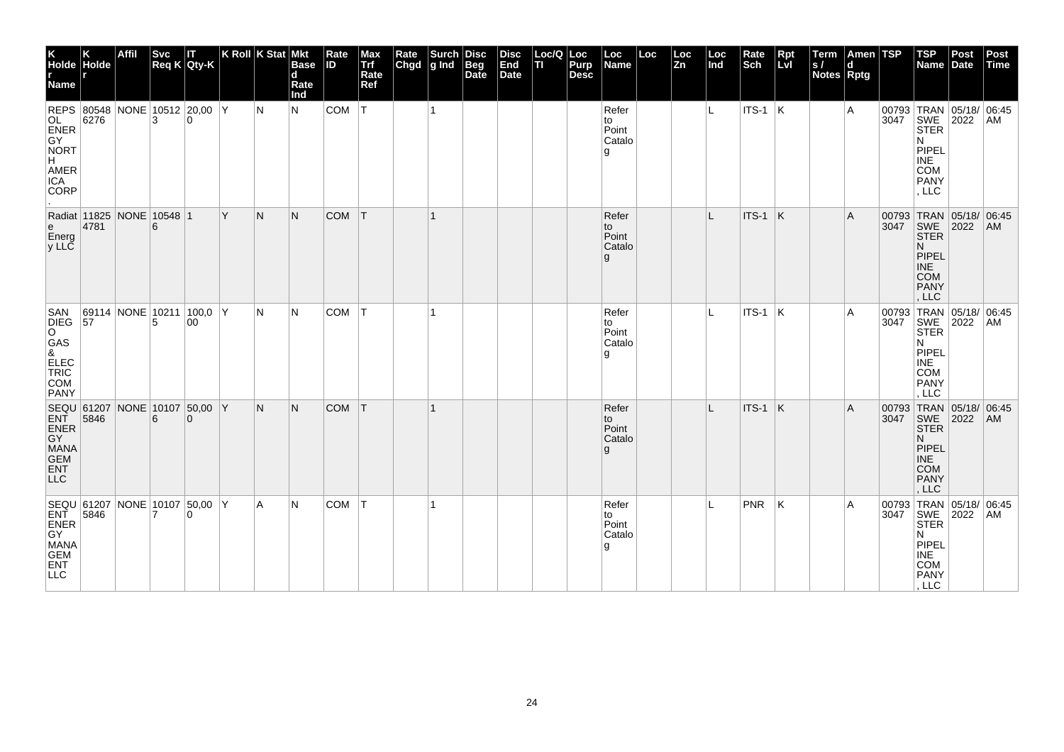| K Holder Name | K Holder | Affil | Svc Req K | IT Qty-K | K Roll | K Stat | Mkt Based Rate Ind | Rate ID | Max Trf Rate Ref | Rate Chgd | Surchg Ind | Disc Beg Date | Disc End Date | Loc/QTI | Loc Purp Desc | Loc Name | Loc | Loc Zn | Loc Ind | Rate Sch | Rpt Lvl | Terms / Notes | Amend Rptg | TSP | TSP Name | Post Date | Post Time |
|---|---|---|---|---|---|---|---|---|---|---|---|---|---|---|---|---|---|---|---|---|---|---|---|---|---|---|---|
| REPSOL ENERGY NORTH AMERICA CORP. | 805486276 | NONE | 105123 | 20,000 | Y | N | N | COM | T | | 1 | | | | | Refer to Point Catalog | | | L | ITS-1 | K | | A | 007933047 | TRANSWESTERN PIPELINE COMPANY, LLC | 05/18/2022 | 06:45 AM |
| Radiate Energy LLC | 118254781 | NONE | 105486 | 1 | Y | N | N | COM | T | | 1 | | | | | Refer to Point Catalog | | | L | ITS-1 | K | | A | 007933047 | TRANSWESTERN PIPELINE COMPANY, LLC | 05/18/2022 | 06:45 AM |
| SAN DIEGO GAS & ELECTRIC COMPANY | 6911457 | NONE | 102115 | 100,000 | Y | N | N | COM | T | | 1 | | | | | Refer to Point Catalog | | | L | ITS-1 | K | | A | 007933047 | TRANSWESTERN PIPELINE COMPANY, LLC | 05/18/2022 | 06:45 AM |
| SEQUENT ENERGY MANAGEMENT LLC | 612075846 | NONE | 101076 | 50,000 | Y | N | N | COM | T | | 1 | | | | | Refer to Point Catalog | | | L | ITS-1 | K | | A | 007933047 | TRANSWESTERN PIPELINE COMPANY, LLC | 05/18/2022 | 06:45 AM |
| SEQUENT ENERGY MANAGEMENT LLC | 612075846 | NONE | 101077 | 50,000 | Y | A | N | COM | T | | 1 | | | | | Refer to Point Catalog | | | L | PNR | K | | A | 007933047 | TRANSWESTERN PIPELINE COMPANY, LLC | 05/18/2022 | 06:45 AM |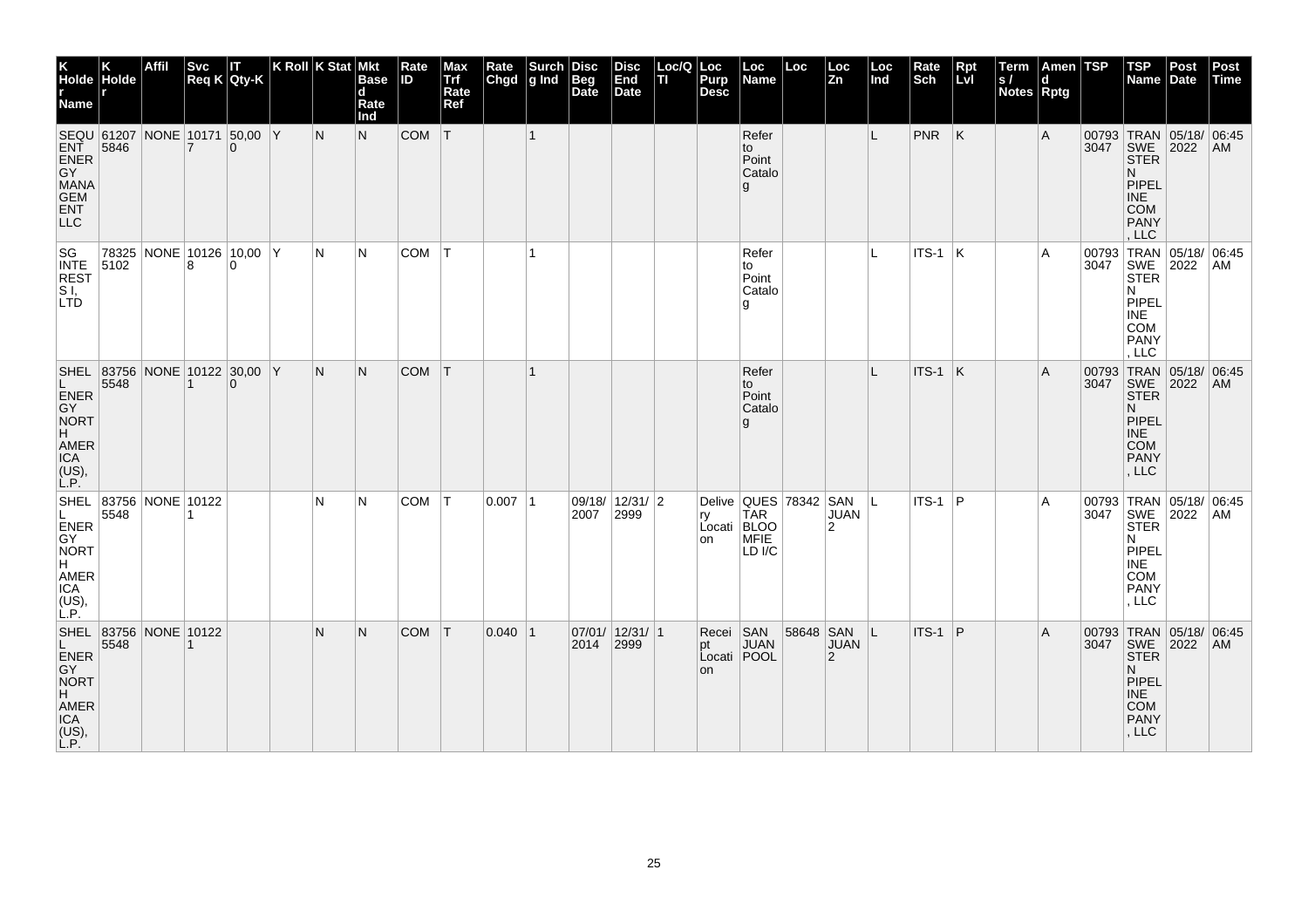| K Holder Name | K Holder | Affil | Svc Req K | IT Qty-K | K Roll | K Stat | Mkt Based Rate Ind | Rate ID | Max Trf Rate Ref | Rate Chgd | Surchg Ind | Disc Beg Date | Disc End Date | Loc/QTI | Loc Purp Desc | Loc Name | Loc | Loc Zn | Loc Ind | Rate Sch | Rpt Lvl | Terms / Notes | Amend Rptg | TSP | TSP Name | Post Date | Post Time |
|---|---|---|---|---|---|---|---|---|---|---|---|---|---|---|---|---|---|---|---|---|---|---|---|---|---|---|---|
| SEQUENT ENERGY MANAGEMENT LLC | 612075846 | NONE | 101717 | 50,000 | Y | N | N | COM | T | | 1 | | | | | Refer to Point Catalog | | | L | PNR | K | | A | 007933047 | TRANSWESTERN PIPELINE COMPANY, LLC | 05/18/2022 | 06:45 AM |
| SG INTERESTS I, LTD | 783255102 | NONE | 101268 | 10,000 | Y | N | N | COM | T | | 1 | | | | | Refer to Point Catalog | | | L | ITS-1 | K | | A | 007933047 | TRANSWESTERN PIPELINE COMPANY, LLC | 05/18/2022 | 06:45 AM |
| SHELL ENERGY NORTH AMERICA (US), L.P. | 837565548 | NONE | 101221 | 30,000 | Y | N | N | COM | T | | 1 | | | | | Refer to Point Catalog | | | L | ITS-1 | K | | A | 007933047 | TRANSWESTERN PIPELINE COMPANY, LLC | 05/18/2022 | 06:45 AM |
| SHELL ENERGY NORTH AMERICA (US), L.P. | 837565548 | NONE | 101221 | | | N | N | COM | T | 0.007 | 1 | 09/18/2007 | 12/31/2999 | 2 | Delivery Location | QUESTAR BLOOMFIELD I/C | 78342 | SAN JUAN 2 | L | ITS-1 | P | | A | 007933047 | TRANSWESTERN PIPELINE COMPANY, LLC | 05/18/2022 | 06:45 AM |
| SHELL ENERGY NORTH AMERICA (US), L.P. | 837565548 | NONE | 101221 | | | N | N | COM | T | 0.040 | 1 | 07/01/2014 | 12/31/2999 | 1 | Receipt Location | SAN JUAN POOL | 58648 | SAN JUAN 2 | L | ITS-1 | P | | A | 007933047 | TRANSWESTERN PIPELINE COMPANY, LLC | 05/18/2022 | 06:45 AM |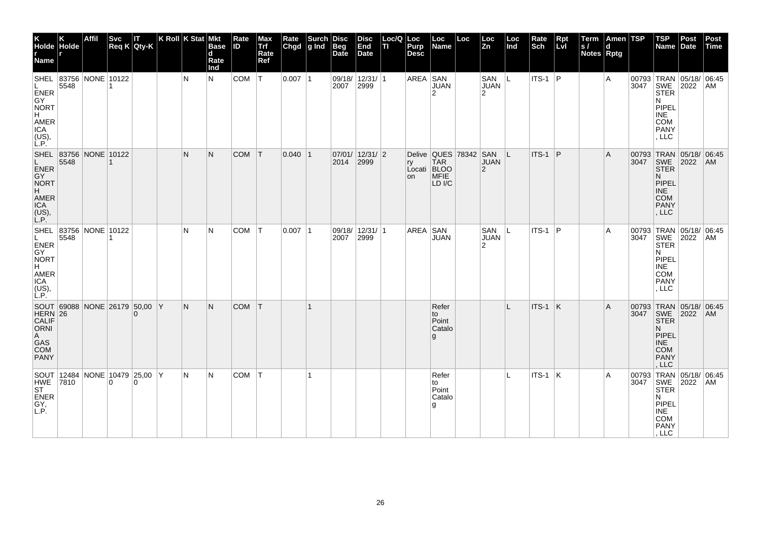| K Holder Name | K Holder | Affil | Svc Req K | IT Qty-K | K Roll | K Stat | Mkt Based Rate Ind | Rate ID | Max Trf Rate Ref | Rate Chgd | Surchg Ind | Disc Beg Date | Disc End Date | Loc/QTI | Loc Purp Desc | Loc Name | Loc | Loc Zn | Loc Ind | Rate Sch | Rpt Lvl | Terms / Notes | Amend Rptg | TSP | TSP Name | Post Date | Post Time |
|---|---|---|---|---|---|---|---|---|---|---|---|---|---|---|---|---|---|---|---|---|---|---|---|---|---|---|---|
| SHELL ENERGY NORTH AMERICA (US), L.P. | 837565548 | NONE | 101221 | | | N | N | COM | T | 0.007 | 1 | 09/18/2007 | 12/31/2999 | 1 | AREA | SAN JUAN 2 | | SAN JUAN 2 | L | ITS-1 | P | | A | 007933047 | TRANSWESTERN PIPELINE COMPANY, LLC | 05/18/2022 | 06:45 AM |
| SHELL ENERGY NORTH AMERICA (US), L.P. | 837565548 | NONE | 101221 | | | N | N | COM | T | 0.040 | 1 | 07/01/2014 | 12/31/2999 | 2 | Delivery Location | QUESTAR BLOOMFIELD I/C | 78342 | SAN JUAN 2 | L | ITS-1 | P | | A | 007933047 | TRANSWESTERN PIPELINE COMPANY, LLC | 05/18/2022 | 06:45 AM |
| SHELL ENERGY NORTH AMERICA (US), L.P. | 837565548 | NONE | 101221 | | | N | N | COM | T | 0.007 | 1 | 09/18/2007 | 12/31/2999 | 1 | AREA | SAN JUAN | | SAN JUAN 2 | L | ITS-1 | P | | A | 007933047 | TRANSWESTERN PIPELINE COMPANY, LLC | 05/18/2022 | 06:45 AM |
| SOUTHERN CALIFORNIA GAS COMPANY | 6908826 | NONE | 26179 | 50,000 | Y | N | N | COM | T | | 1 | | | | | Refer to Point Catalog | | | L | ITS-1 | K | | A | 007933047 | TRANSWESTERN PIPELINE COMPANY, LLC | 05/18/2022 | 06:45 AM |
| SOUTHWEST ENERGY, L.P. | 124847810 | NONE | 104790 | 25,000 | Y | N | N | COM | T | | 1 | | | | | Refer to Point Catalog | | | L | ITS-1 | K | | A | 007933047 | TRANSWESTERN PIPELINE COMPANY, LLC | 05/18/2022 | 06:45 AM |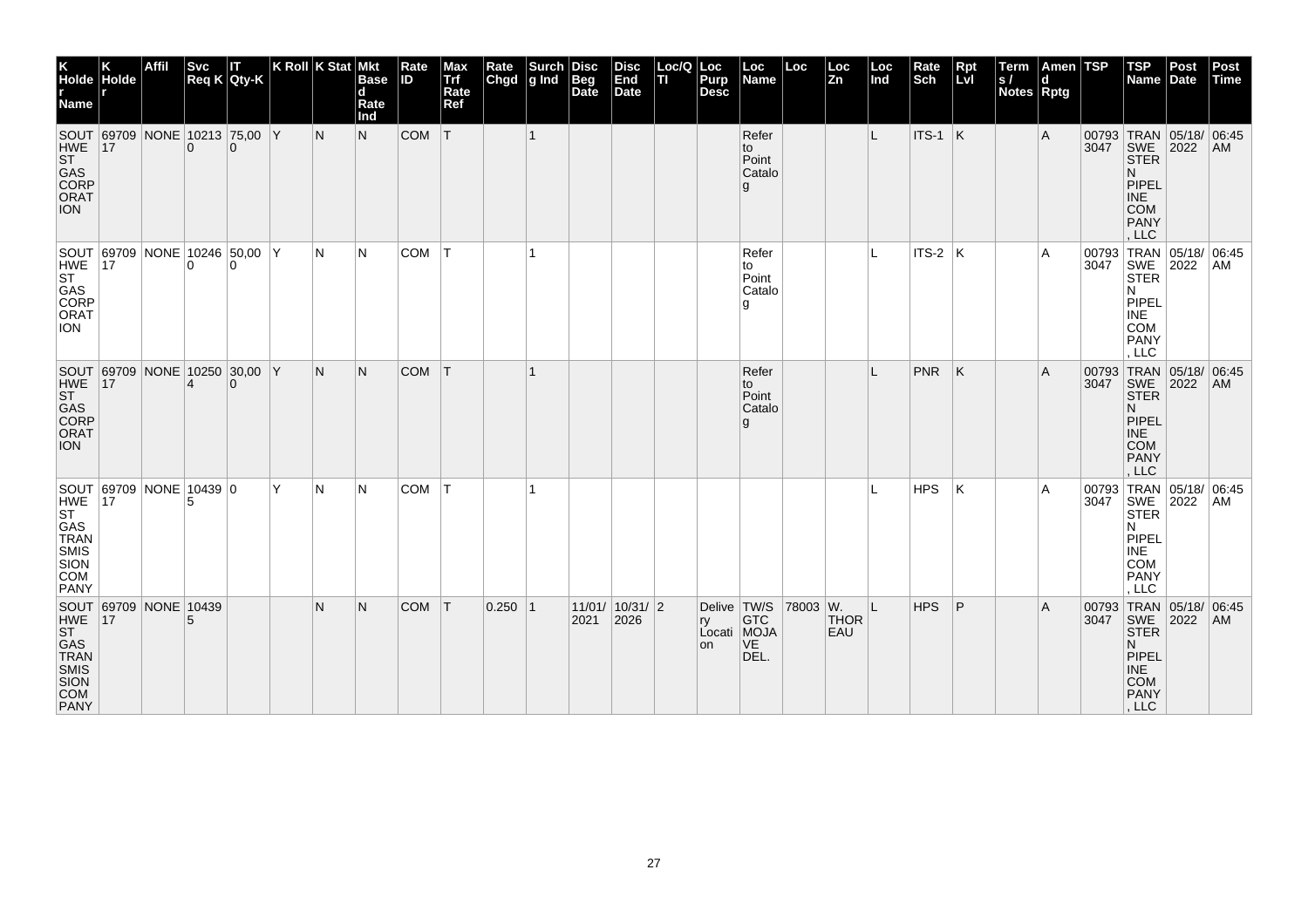| K Holder Name | K Holder | Affil | Svc Req K | IT Qty-K | K Roll | K Stat | Mkt Based Rate Ind | Rate ID | Max Trf Rate Ref | Rate Chgd | Surchg Ind | Disc Beg Date | Disc End Date | Loc/QTI | Loc Purp Desc | Loc Name | Loc | Loc Zn | Loc Ind | Rate Sch | Rpt Lvl | Terms / Notes | Amend Rptg | TSP | TSP Name | Post Date | Post Time |
|---|---|---|---|---|---|---|---|---|---|---|---|---|---|---|---|---|---|---|---|---|---|---|---|---|---|---|---|
| SOUTHWEST GAS CORPORATION | 6970917 | NONE | 102130 | 75,000 | Y | N | N | COM | T | | 1 | | | | | Refer to Point Catalog | | | L | ITS-1 | K | | A | 007933047 | TRANSWESTERN PIPELINE COMPANY, LLC | 05/18/2022 | 06:45 AM |
| SOUTHWEST GAS CORPORATION | 6970917 | NONE | 102460 | 50,000 | Y | N | N | COM | T | | 1 | | | | | Refer to Point Catalog | | | L | ITS-2 | K | | A | 007933047 | TRANSWESTERN PIPELINE COMPANY, LLC | 05/18/2022 | 06:45 AM |
| SOUTHWEST GAS CORPORATION | 6970917 | NONE | 102504 | 30,000 | Y | N | N | COM | T | | 1 | | | | | Refer to Point Catalog | | | L | PNR | K | | A | 007933047 | TRANSWESTERN PIPELINE COMPANY, LLC | 05/18/2022 | 06:45 AM |
| SOUTHWEST GAS TRANSMISSION COMPANY | 6970917 | NONE | 104395 | 0 | Y | N | N | COM | T | | 1 | | | | | | | | L | HPS | K | | A | 007933047 | TRANSWESTERN PIPELINE COMPANY, LLC | 05/18/2022 | 06:45 AM |
| SOUTHWEST GAS TRANSMISSION COMPANY | 6970917 | NONE | 104395 | | | N | N | COM | T | 0.250 | 1 | 11/01/2021 | 10/31/2026 | 2 | Delivery Location | TW/S GTC MOJAVE DEL. | 78003 | W. THOREAU | L | HPS | P | | A | 007933047 | TRANSWESTERN PIPELINE COMPANY, LLC | 05/18/2022 | 06:45 AM |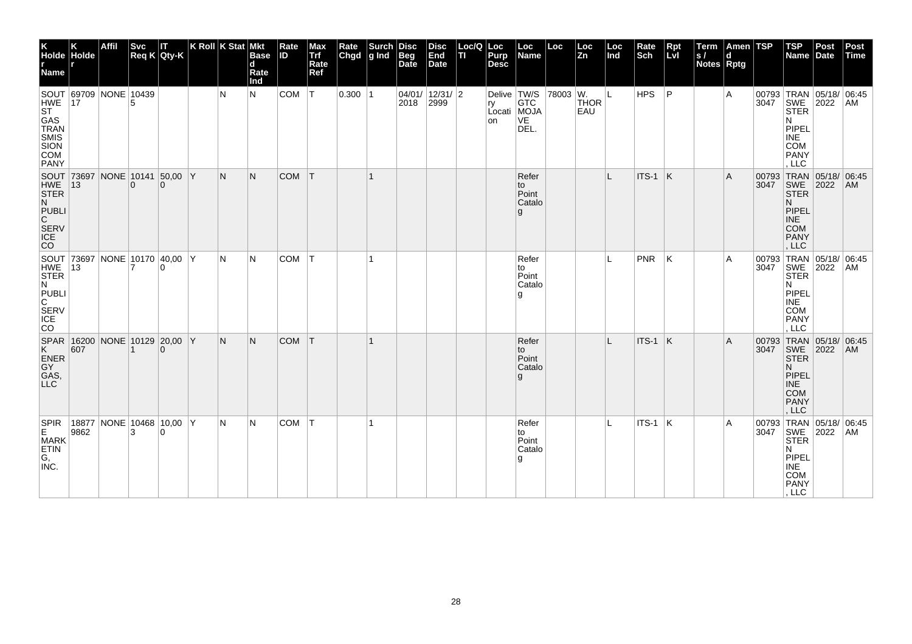| K Holder Name | K Holder | Affil | Svc Req K | IT Qty-K | K Roll | K Stat | Mkt Based Rate Ind | Rate ID | Max Trf Rate Ref | Rate Chgd | Surchg Ind | Disc Beg Date | Disc End Date | Loc/QTI | Loc Purp Desc | Loc Name | Loc | Loc Zn | Loc Ind | Rate Sch | Rpt Lvl | Terms / Notes | Amend Rptg | TSP | TSP Name | Post Date | Post Time |
|---|---|---|---|---|---|---|---|---|---|---|---|---|---|---|---|---|---|---|---|---|---|---|---|---|---|---|---|
| SOUTHWEST GAS TRANSMISSION COMPANY | 6970917 | NONE | 104395 | | | N | N | COM | T | 0.300 | 1 | 04/01/2018 | 12/31/2999 | 2 | Delivery Location | TW/S GTC MOJAVE DEL. | 78003 | W. THOREAU | L | HPS | P | | A | 007933047 | TRANSWESTERN PIPELINE COMPANY, LLC | 05/18/2022 | 06:45 AM |
| SOUTHWESTERN PUBLIC SERVICE CO | 7369713 | NONE | 101410 | 50,000 | Y | N | N | COM | T | | 1 | | | | | Refer to Point Catalog | | | L | ITS-1 | K | | A | 007933047 | TRANSWESTERN PIPELINE COMPANY, LLC | 05/18/2022 | 06:45 AM |
| SOUTHWESTERN PUBLIC SERVICE CO | 7369713 | NONE | 101707 | 40,000 | Y | N | N | COM | T | | 1 | | | | | Refer to Point Catalog | | | L | PNR | K | | A | 007933047 | TRANSWESTERN PIPELINE COMPANY, LLC | 05/18/2022 | 06:45 AM |
| SPARK ENERGY GAS, LLC | 16200607 | NONE | 101291 | 20,000 | Y | N | N | COM | T | | 1 | | | | | Refer to Point Catalog | | | L | ITS-1 | K | | A | 007933047 | TRANSWESTERN PIPELINE COMPANY, LLC | 05/18/2022 | 06:45 AM |
| SPIRE MARKETING, INC. | 188779862 | NONE | 104683 | 10,000 | Y | N | N | COM | T | | 1 | | | | | Refer to Point Catalog | | | L | ITS-1 | K | | A | 007933047 | TRANSWESTERN PIPELINE COMPANY, LLC | 05/18/2022 | 06:45 AM |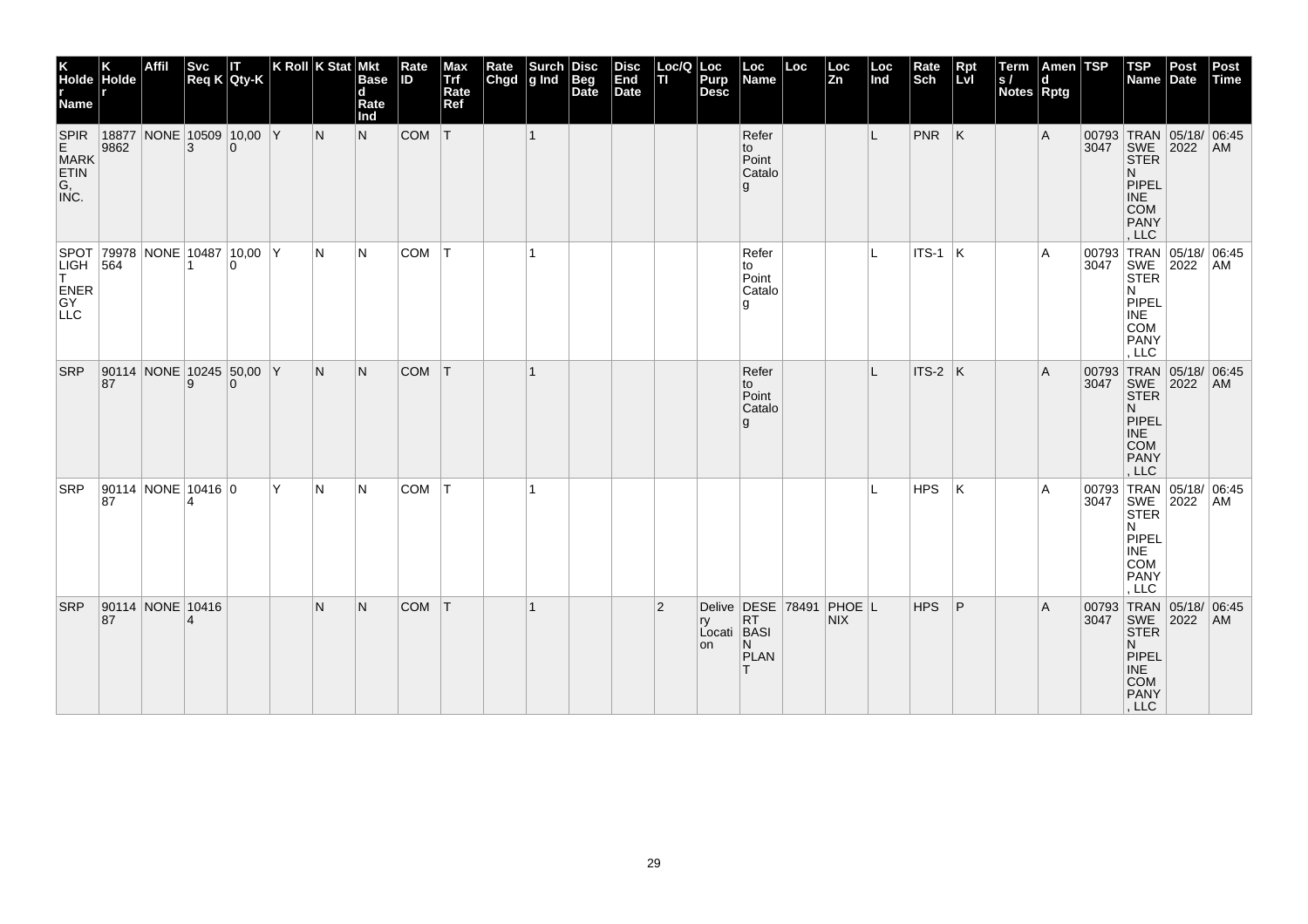| K Holder Name | K Holder | Affil | Svc Req K | IT Qty-K | K Roll | K Stat | Mkt Based Rate Ind | Rate ID | Max Trf Rate Ref | Rate Chgd | Surchg Ind | Disc Beg Date | Disc End Date | Loc/QTI | Loc Purp Desc | Loc Name | Loc | Loc Zn | Loc Ind | Rate Sch | Rpt Lvl | Terms / Notes | Amend Rptg | TSP | TSP Name | Post Date | Post Time |
|---|---|---|---|---|---|---|---|---|---|---|---|---|---|---|---|---|---|---|---|---|---|---|---|---|---|---|---|
| SPIRE MARKETING, INC. | 188779862 | NONE | 105093 | 10,000 | Y | N | N | COM | T | | 1 | | | | | Refer to Point Catalog | | | L | PNR | K | | A | 007933047 | TRANSWESTERN PIPELINE COMPANY, LLC | 05/18/2022 | 06:45 AM |
| SPOTLIGHT ENERGY LLC | 79978564 | NONE | 104871 | 10,000 | Y | N | N | COM | T | | 1 | | | | | Refer to Point Catalog | | | L | ITS-1 | K | | A | 007933047 | TRANSWESTERN PIPELINE COMPANY, LLC | 05/18/2022 | 06:45 AM |
| SRP | 9011487 | NONE | 102459 | 50,000 | Y | N | N | COM | T | | 1 | | | | | Refer to Point Catalog | | | L | ITS-2 | K | | A | 007933047 | TRANSWESTERN PIPELINE COMPANY, LLC | 05/18/2022 | 06:45 AM |
| SRP | 9011487 | NONE | 104164 | 0 | Y | N | N | COM | T | | 1 | | | | | | | | L | HPS | K | | A | 007933047 | TRANSWESTERN PIPELINE COMPANY, LLC | 05/18/2022 | 06:45 AM |
| SRP | 9011487 | NONE | 104164 | | | N | N | COM | T | | 1 | | | 2 | Delivery Location | DESERT BASIN PLANT | 78491 | PHOENIX | L | HPS | P | | A | 007933047 | TRANSWESTERN PIPELINE COMPANY, LLC | 05/18/2022 | 06:45 AM |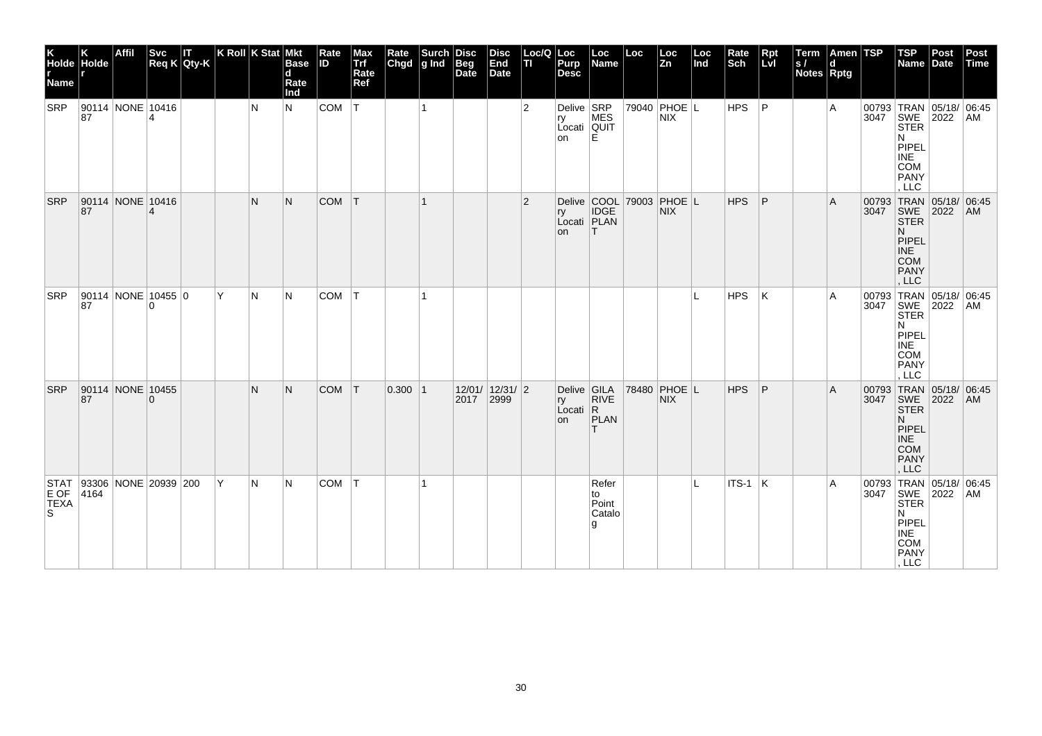| K Holder Name | K Holder | Affil | Svc Req K | IT Qty-K | K Roll | K Stat | Mkt Based Rate Ind | Rate ID | Max Trf Rate Ref | Rate Chgd | Surchg Ind | Disc Beg Date | Disc End Date | Loc/QTI | Loc Purp Desc | Loc Name | Loc | Loc Zn | Loc Ind | Rate Sch | Rpt Lvl | Terms / Notes | Amend Rptg | TSP | TSP Name | Post Date | Post Time |
|---|---|---|---|---|---|---|---|---|---|---|---|---|---|---|---|---|---|---|---|---|---|---|---|---|---|---|---|
| SRP | 9011487 | NONE | 104164 | | | N | N | COM | T | | 1 | | | 2 | Delivery Location | SRP MESQUITE | 79040 | PHOENIX | L | HPS | P | | A | 007933047 | TRANSWESTERN PIPELINE COMPANY, LLC | 05/18/2022 | 06:45 AM |
| SRP | 9011487 | NONE | 104164 | | | N | N | COM | T | | 1 | | | 2 | Delivery Location | COOLIDGE PLANT | 79003 | PHOENIX | L | HPS | P | | A | 007933047 | TRANSWESTERN PIPELINE COMPANY, LLC | 05/18/2022 | 06:45 AM |
| SRP | 9011487 | NONE | 104550 | 0 | Y | N | N | COM | T | | 1 | | | | | | | | L | HPS | K | | A | 007933047 | TRANSWESTERN PIPELINE COMPANY, LLC | 05/18/2022 | 06:45 AM |
| SRP | 9011487 | NONE | 104550 | | | N | N | COM | T | 0.300 | 1 | 12/01/2017 | 12/31/2999 | 2 | Delivery Location | GILA RIVER PLANT | 78480 | PHOENIX | L | HPS | P | | A | 007933047 | TRANSWESTERN PIPELINE COMPANY, LLC | 05/18/2022 | 06:45 AM |
| STATE OF TEXAS | 933064164 | NONE | 20939 | 200 | Y | N | N | COM | T | | 1 | | | | | Refer to Point Catalog | | | L | ITS-1 | K | | A | 007933047 | TRANSWESTERN PIPELINE COMPANY, LLC | 05/18/2022 | 06:45 AM |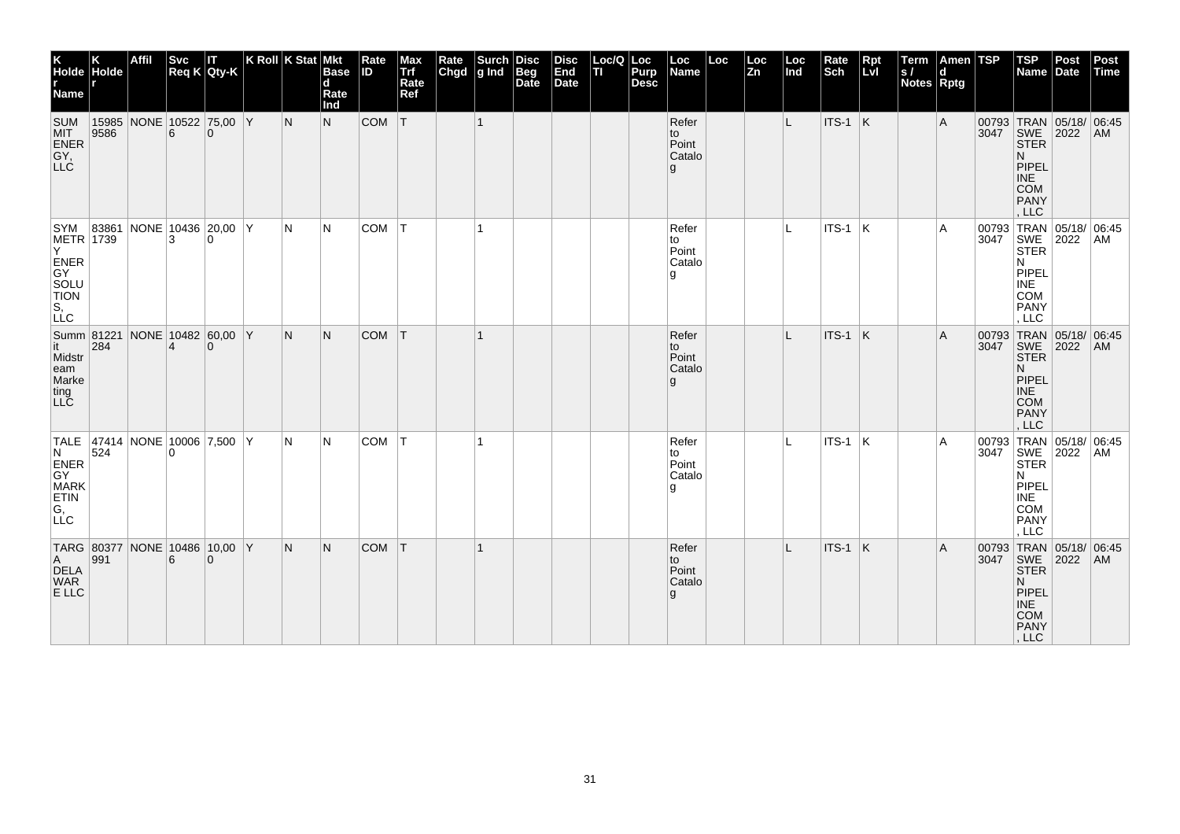| K Holder Name | K Holder | Affil | Svc Req K | IT Qty-K | K Roll | K Stat | Mkt Based Rate Ind | Rate ID | Max Trf Rate Ref | Rate Chgd | Surchg Ind | Disc Beg Date | Disc End Date | Loc/QTI | Loc Purp Desc | Loc Name | Loc | Loc Zn | Loc Ind | Rate Sch | Rpt Lvl | Terms / Notes | Amend Rptg | TSP | TSP Name | Post Date | Post Time |
|---|---|---|---|---|---|---|---|---|---|---|---|---|---|---|---|---|---|---|---|---|---|---|---|---|---|---|---|
| SUMMIT ENERGY, LLC | 159859586 | NONE | 105226 | 75,000 | Y | N | N | COM | T | | 1 | | | | | Refer to Point Catalog | | | L | ITS-1 | K | | A | 007933047 | TRANSWESTERN PIPELINE COMPANY, LLC | 05/18/2022 | 06:45 AM |
| SYMMETRY ENERGY SOLUTIONS, LLC | 838611739 | NONE | 104363 | 20,000 | Y | N | N | COM | T | | 1 | | | | | Refer to Point Catalog | | | L | ITS-1 | K | | A | 007933047 | TRANSWESTERN PIPELINE COMPANY, LLC | 05/18/2022 | 06:45 AM |
| Summit Midstream Marketing LLC | 81221284 | NONE | 104824 | 60,000 | Y | N | N | COM | T | | 1 | | | | | Refer to Point Catalog | | | L | ITS-1 | K | | A | 007933047 | TRANSWESTERN PIPELINE COMPANY, LLC | 05/18/2022 | 06:45 AM |
| TALEN ENERGY MARKETING, LLC | 47414524 | NONE | 100060 | 7,500 | Y | N | N | COM | T | | 1 | | | | | Refer to Point Catalog | | | L | ITS-1 | K | | A | 007933047 | TRANSWESTERN PIPELINE COMPANY, LLC | 05/18/2022 | 06:45 AM |
| TARGA DELAWARE LLC | 80377991 | NONE | 104866 | 10,000 | Y | N | N | COM | T | | 1 | | | | | Refer to Point Catalog | | | L | ITS-1 | K | | A | 007933047 | TRANSWESTERN PIPELINE COMPANY, LLC | 05/18/2022 | 06:45 AM |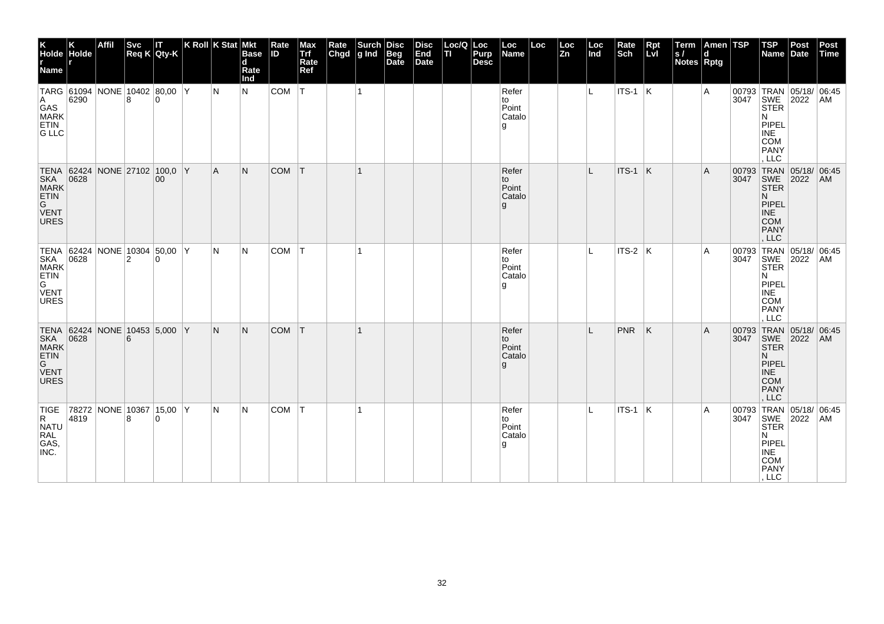| K Holder Name | K Holder | Affil | Svc Req K | IT Qty-K | K Roll | K Stat | Mkt Based Rate Ind | Rate ID | Max Trf Rate Ref | Rate Chgd | Surchg Ind | Disc Beg Date | Disc End Date | Loc/QTI | Loc Purp Desc | Loc Name | Loc | Loc Zn | Loc Ind | Rate Sch | Rpt Lvl | Terms / Notes | Amend Rptg | TSP | TSP Name | Post Date | Post Time |
|---|---|---|---|---|---|---|---|---|---|---|---|---|---|---|---|---|---|---|---|---|---|---|---|---|---|---|---|
| TARGA GAS MARKETING LLC | 610946290 | NONE | 104028 | 80,000 | Y | N | N | COM | T | | 1 | | | | | Refer to Point Catalog | | | L | ITS-1 | K | | A | 007933047 | TRANSWESTERN PIPELINE COMPANY, LLC | 05/18/2022 | 06:45 AM |
| TENASKA MARKETING VENTURES | 624240628 | NONE | 27102 | 100,000 | Y | A | N | COM | T | | 1 | | | | | Refer to Point Catalog | | | L | ITS-1 | K | | A | 007933047 | TRANSWESTERN PIPELINE COMPANY, LLC | 05/18/2022 | 06:45 AM |
| TENASKA MARKETING VENTURES | 624240628 | NONE | 103042 | 50,000 | Y | N | N | COM | T | | 1 | | | | | Refer to Point Catalog | | | L | ITS-2 | K | | A | 007933047 | TRANSWESTERN PIPELINE COMPANY, LLC | 05/18/2022 | 06:45 AM |
| TENASKA MARKETING VENTURES | 624240628 | NONE | 104536 | 5,000 | Y | N | N | COM | T | | 1 | | | | | Refer to Point Catalog | | | L | PNR | K | | A | 007933047 | TRANSWESTERN PIPELINE COMPANY, LLC | 05/18/2022 | 06:45 AM |
| TIGER NATURAL GAS, INC. | 782724819 | NONE | 103678 | 15,000 | Y | N | N | COM | T | | 1 | | | | | Refer to Point Catalog | | | L | ITS-1 | K | | A | 007933047 | TRANSWESTERN PIPELINE COMPANY, LLC | 05/18/2022 | 06:45 AM |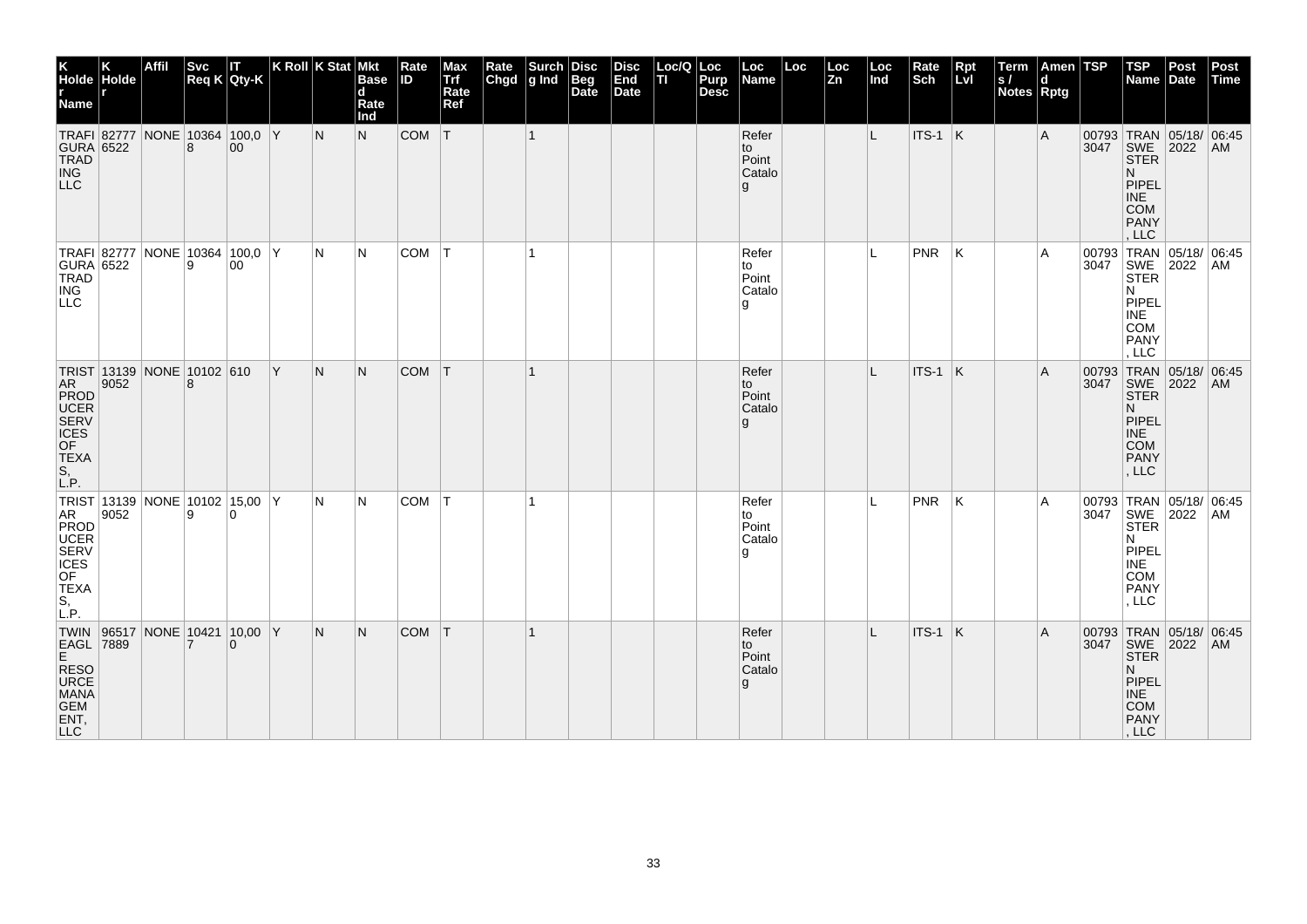| K Holder Name | K Holder | Affil | Svc Req K | IT Qty-K | K Roll | K Stat | Mkt Based Rate Ind | Rate ID | Max Trf Rate Ref | Rate Chgd | Surchg Ind | Disc Beg Date | Disc End Date | Loc/QTI | Loc Purp Desc | Loc Name | Loc | Loc Zn | Loc Ind | Rate Sch | Rpt Lvl | Terms / Notes | Amend Rptg | TSP | TSP Name | Post Date | Post Time |
|---|---|---|---|---|---|---|---|---|---|---|---|---|---|---|---|---|---|---|---|---|---|---|---|---|---|---|---|
| TRAFIGURA TRADING LLC | 827776522 | NONE | 103648 | 100,000 | Y | N | N | COM | T | | 1 | | | | | Refer to Point Catalog | | | L | ITS-1 | K | | A | 007933047 | TRANSWESTERN PIPELINE COMPANY, LLC | 05/18/2022 | 06:45 AM |
| TRAFIGURA TRADING LLC | 827776522 | NONE | 103649 | 100,000 | Y | N | N | COM | T | | 1 | | | | | Refer to Point Catalog | | | L | PNR | K | | A | 007933047 | TRANSWESTERN PIPELINE COMPANY, LLC | 05/18/2022 | 06:45 AM |
| TRISTAR PRODUCER SERVICES OF TEXAS, L.P. | 131399052 | NONE | 101028 | 610 | Y | N | N | COM | T | | 1 | | | | | Refer to Point Catalog | | | L | ITS-1 | K | | A | 007933047 | TRANSWESTERN PIPELINE COMPANY, LLC | 05/18/2022 | 06:45 AM |
| TRISTAR PRODUCER SERVICES OF TEXAS, L.P. | 131399052 | NONE | 101029 | 15,000 | Y | N | N | COM | T | | 1 | | | | | Refer to Point Catalog | | | L | PNR | K | | A | 007933047 | TRANSWESTERN PIPELINE COMPANY, LLC | 05/18/2022 | 06:45 AM |
| TWIN EAGLE RESOURCE MANAGEMENT, LLC | 965177889 | NONE | 104217 | 10,000 | Y | N | N | COM | T | | 1 | | | | | Refer to Point Catalog | | | L | ITS-1 | K | | A | 007933047 | TRANSWESTERN PIPELINE COMPANY, LLC | 05/18/2022 | 06:45 AM |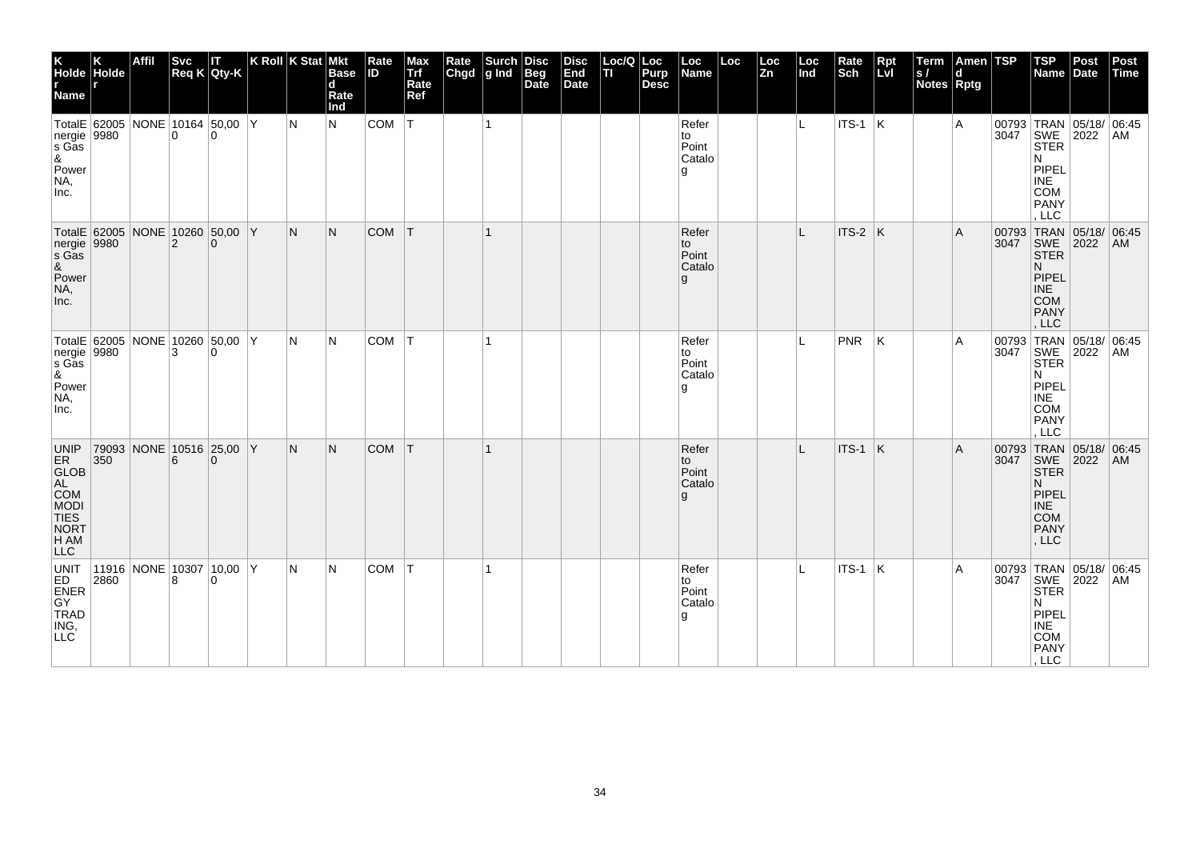| K Holder Name | K Holder | Affil | Svc Req K | IT Qty-K | K Roll | K Stat | Mkt Based Rate Ind | Rate ID | Max Trf Rate Ref | Rate Chgd | Surchg Ind | Disc Beg Date | Disc End Date | Loc/QTI | Loc Purp Desc | Loc Name | Loc | Loc Zn | Loc Ind | Rate Sch | Rpt Lvl | Terms / Notes | Amend Rptg | TSP | TSP Name | Post Date | Post Time |
|---|---|---|---|---|---|---|---|---|---|---|---|---|---|---|---|---|---|---|---|---|---|---|---|---|---|---|---|
| TotalEnergies Gas & Power NA, Inc. | 620059980 | NONE | 101640 | 50,000 | Y | N | N | COM | T | | 1 | | | | | Refer to Point Catalog | | | L | ITS-1 | K | | A | 007933047 | TRANSWESTERN PIPELINE COMPANY, LLC | 05/18/2022 | 06:45 AM |
| TotalEnergies Gas & Power NA, Inc. | 620059980 | NONE | 102602 | 50,000 | Y | N | N | COM | T | | 1 | | | | | Refer to Point Catalog | | | L | ITS-2 | K | | A | 007933047 | TRANSWESTERN PIPELINE COMPANY, LLC | 05/18/2022 | 06:45 AM |
| TotalEnergies Gas & Power NA, Inc. | 620059980 | NONE | 102603 | 50,000 | Y | N | N | COM | T | | 1 | | | | | Refer to Point Catalog | | | L | PNR | K | | A | 007933047 | TRANSWESTERN PIPELINE COMPANY, LLC | 05/18/2022 | 06:45 AM |
| UNIPER GLOBAL COMMODITIES NORTH AM LLC | 79093350 | NONE | 105166 | 25,000 | Y | N | N | COM | T | | 1 | | | | | Refer to Point Catalog | | | L | ITS-1 | K | | A | 007933047 | TRANSWESTERN PIPELINE COMPANY, LLC | 05/18/2022 | 06:45 AM |
| UNITED ENERGY TRADING, LLC | 119162860 | NONE | 103078 | 10,000 | Y | N | N | COM | T | | 1 | | | | | Refer to Point Catalog | | | L | ITS-1 | K | | A | 007933047 | TRANSWESTERN PIPELINE COMPANY, LLC | 05/18/2022 | 06:45 AM |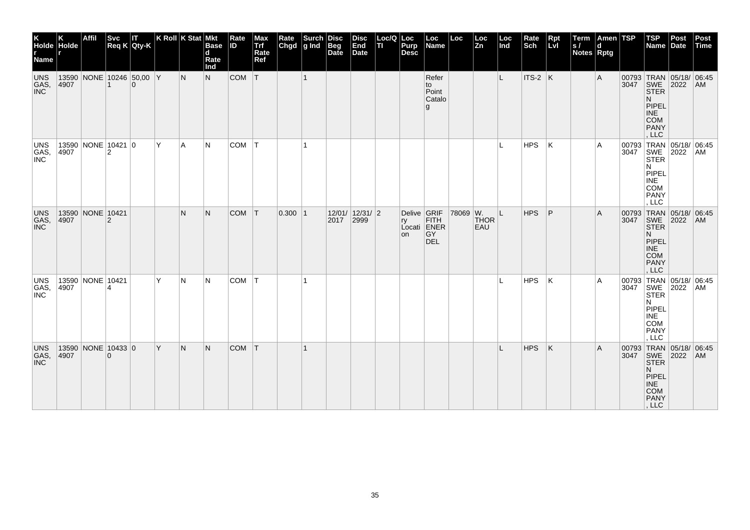| K Holder Name | K Holder | Affil | Svc Req K | IT Qty-K | K Roll | K Stat | Mkt Based Rate Ind | Rate ID | Max Trf Rate Ref | Rate Chgd | Surchg Ind | Disc Beg Date | Disc End Date | Loc/QTI | Loc Purp Desc | Loc Name | Loc | Loc Zn | Loc Ind | Rate Sch | Rpt Lvl | Terms / Notes | Amend Rptg | TSP | TSP Name | Post Date | Post Time |
|---|---|---|---|---|---|---|---|---|---|---|---|---|---|---|---|---|---|---|---|---|---|---|---|---|---|---|---|
| UNS GAS, INC | 135904907 | NONE | 102461 | 50,000 | Y | N | N | COM | T | | 1 | | | | | Refer to Point Catalog | | | L | ITS-2 | K | | A | 007933047 | TRANSWESTERN PIPELINE COMPANY, LLC | 05/18/2022 | 06:45 AM |
| UNS GAS, INC | 135904907 | NONE | 104212 | 0 | Y | A | N | COM | T | | 1 | | | | | | | | L | HPS | K | | A | 007933047 | TRANSWESTERN PIPELINE COMPANY, LLC | 05/18/2022 | 06:45 AM |
| UNS GAS, INC | 135904907 | NONE | 104212 | | | N | N | COM | T | 0.300 | 1 | 12/01/2017 | 12/31/2999 | 2 | Delivery Location | GRIFFITH ENERGY DEL | 78069 | W. THOREAU | L | HPS | P | | A | 007933047 | TRANSWESTERN PIPELINE COMPANY, LLC | 05/18/2022 | 06:45 AM |
| UNS GAS, INC | 135904907 | NONE | 104214 | | Y | N | N | COM | T | | 1 | | | | | | | | L | HPS | K | | A | 007933047 | TRANSWESTERN PIPELINE COMPANY, LLC | 05/18/2022 | 06:45 AM |
| UNS GAS, INC | 135904907 | NONE | 104330 | 0 | Y | N | N | COM | T | | 1 | | | | | | | | L | HPS | K | | A | 007933047 | TRANSWESTERN PIPELINE COMPANY, LLC | 05/18/2022 | 06:45 AM |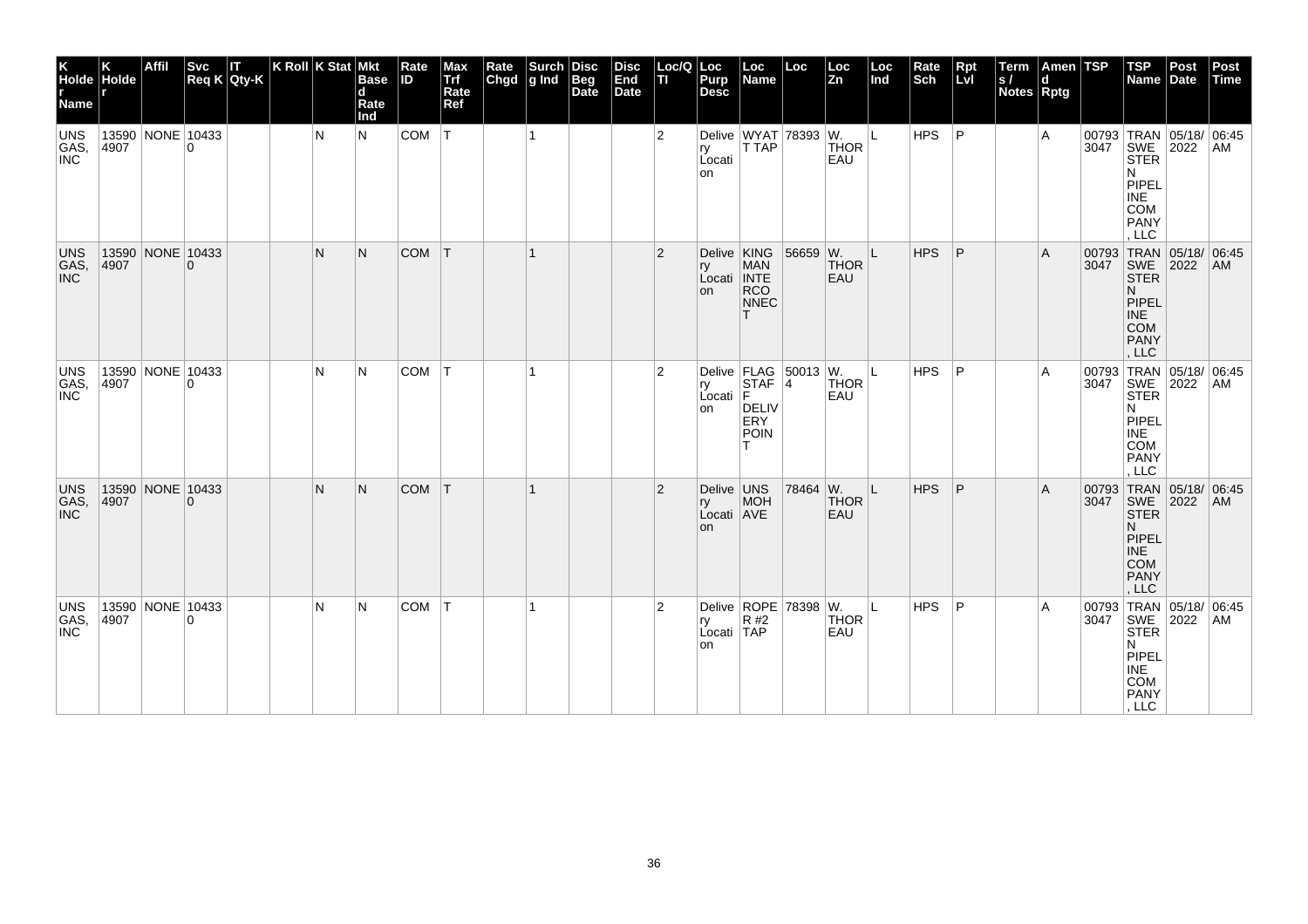| K Holder Name | K Holder | Affil | Svc Req K | IT Qty-K | K Roll | K Stat | Mkt Based Rate Ind | Rate ID | Max Trf Rate Ref | Rate Chgd | Surch g Ind | Disc Beg Date | Disc End Date | Loc/Q TI | Loc Purp Desc | Loc Name | Loc | Loc Zn | Loc Ind | Rate Sch | Rpt Lvl | Terms / Notes | Amend Rptg | TSP | TSP Name | Post Date | Post Time |
|---|---|---|---|---|---|---|---|---|---|---|---|---|---|---|---|---|---|---|---|---|---|---|---|---|---|---|---|
| UNS GAS, INC | 135904907 | NONE | 104330 | | | N | N | COM | T | | 1 | | | 2 | Delivery Location | WYATT TAP | 78393 | W. THOREAU | L | HPS | P | | A | 007933047 | TRANSWESTERN PIPELINE COMPANY, LLC | 05/18/2022 | 06:45 AM |
| UNS GAS, INC | 135904907 | NONE | 104330 | | | N | N | COM | T | | 1 | | | 2 | Delivery Location | KINGMAN INTERCONNECT | 56659 | W. THOREAU | L | HPS | P | | A | 007933047 | TRANSWESTERN PIPELINE COMPANY, LLC | 05/18/2022 | 06:45 AM |
| UNS GAS, INC | 135904907 | NONE | 104330 | | | N | N | COM | T | | 1 | | | 2 | Delivery Location | FLAGSTAFF DELIVERY POINT | 500134 | W. THOREAU | L | HPS | P | | A | 007933047 | TRANSWESTERN PIPELINE COMPANY, LLC | 05/18/2022 | 06:45 AM |
| UNS GAS, INC | 135904907 | NONE | 104330 | | | N | N | COM | T | | 1 | | | 2 | Delivery Location | UNS MOH AVE | 78464 | W. THOREAU | L | HPS | P | | A | 007933047 | TRANSWESTERN PIPELINE COMPANY, LLC | 05/18/2022 | 06:45 AM |
| UNS GAS, INC | 135904907 | NONE | 104330 | | | N | N | COM | T | | 1 | | | 2 | Delivery Location | ROPER #2 TAP | 78398 | W. THOREAU | L | HPS | P | | A | 007933047 | TRANSWESTERN PIPELINE COMPANY, LLC | 05/18/2022 | 06:45 AM |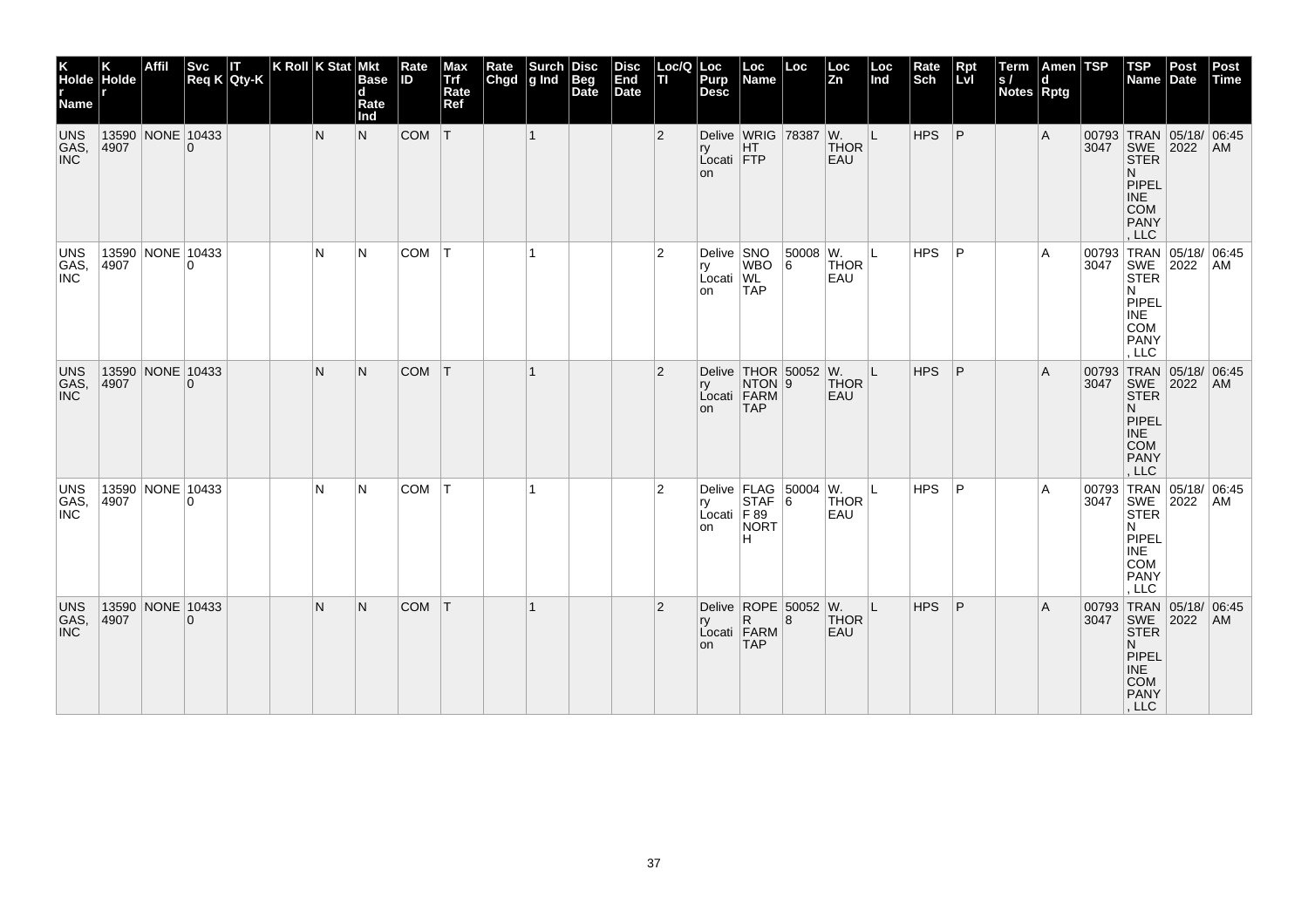| K Holder Name | K Holder | Affil | Svc Req K | IT Qty-K | K Roll | K Stat | Mkt Based Rate Ind | Rate ID | Max Trf Rate Ref | Rate Chgd | Surchg Ind | Disc Beg Date | Disc End Date | Loc/QTI | Loc Purp Desc | Loc Name | Loc | Loc Zn | Loc Ind | Rate Sch | Rpt Lvl | Terms / Notes | Amend Rptg | TSP | TSP Name | Post Date | Post Time |
|---|---|---|---|---|---|---|---|---|---|---|---|---|---|---|---|---|---|---|---|---|---|---|---|---|---|---|---|
| UNS GAS, INC | 135904907 | NONE | 104330 | | | N | N | COM | T | | 1 | | | 2 | Delivery Location | WRIGHT FTP | 78387 | W. THOREAU | L | HPS | P | | A | 007933047 | TRANSWESTERN PIPELINE COMPANY, LLC | 05/18/2022 | 06:45 AM |
| UNS GAS, INC | 135904907 | NONE | 104330 | | | N | N | COM | T | | 1 | | | 2 | Delivery Location | SNOWBOWL TAP | 500086 | W. THOREAU | L | HPS | P | | A | 007933047 | TRANSWESTERN PIPELINE COMPANY, LLC | 05/18/2022 | 06:45 AM |
| UNS GAS, INC | 135904907 | NONE | 104330 | | | N | N | COM | T | | 1 | | | 2 | Delivery Location | THORNTON FARM TAP | 500529 | W. THOREAU | L | HPS | P | | A | 007933047 | TRANSWESTERN PIPELINE COMPANY, LLC | 05/18/2022 | 06:45 AM |
| UNS GAS, INC | 135904907 | NONE | 104330 | | | N | N | COM | T | | 1 | | | 2 | Delivery Location | FLAGSTAFF 89 NORTH | 500046 | W. THOREAU | L | HPS | P | | A | 007933047 | TRANSWESTERN PIPELINE COMPANY, LLC | 05/18/2022 | 06:45 AM |
| UNS GAS, INC | 135904907 | NONE | 104330 | | | N | N | COM | T | | 1 | | | 2 | Delivery Location | ROPER FARM TAP | 500528 | W. THOREAU | L | HPS | P | | A | 007933047 | TRANSWESTERN PIPELINE COMPANY, LLC | 05/18/2022 | 06:45 AM |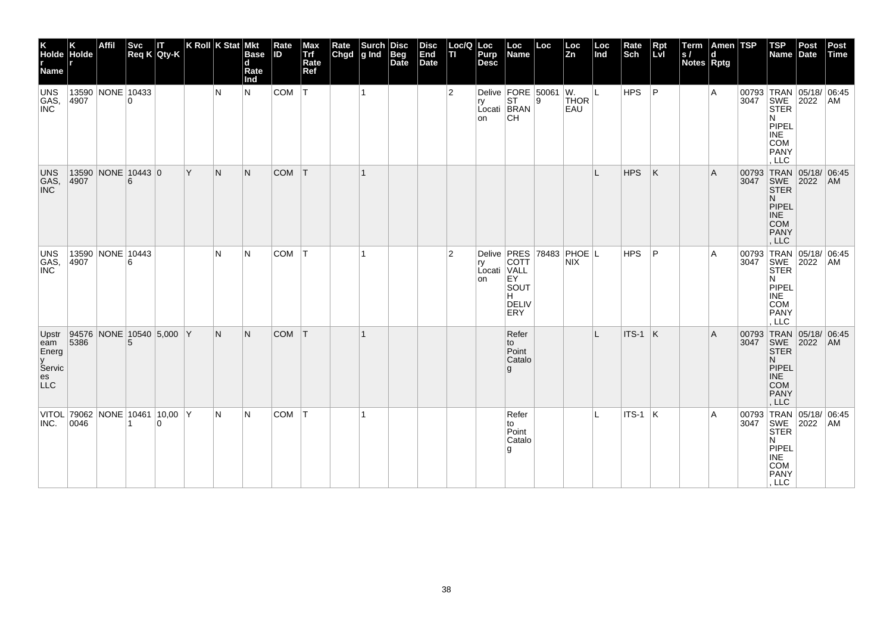| K Holder Name | K Holder | Affil | Svc Req K | IT Qty-K | K Roll | K Stat | Mkt Based Rate Ind | Rate ID | Max Trf Rate Ref | Rate Chgd | Surchg Ind | Disc Beg Date | Disc End Date | Loc/QTI | Loc Purp Desc | Loc Name | Loc | Loc Zn | Loc Ind | Rate Sch | Rpt Lvl | Terms / Notes | Amend Rptg | TSP | TSP Name | Post Date | Post Time |
|---|---|---|---|---|---|---|---|---|---|---|---|---|---|---|---|---|---|---|---|---|---|---|---|---|---|---|---|
| UNS GAS, INC | 135904907 | NONE | 104330 | | | N | N | COM | T | | 1 | | | 2 | Delivery Location | FOREST BRANCH | 500619 | W. THOREAU | L | HPS | P | | A | 007933047 | TRANSWESTERN PIPELINE COMPANY, LLC | 05/18/2022 | 06:45 AM |
| UNS GAS, INC | 135904907 | NONE | 104436 | 0 | Y | N | N | COM | T | | 1 | | | | | | | | L | HPS | K | | A | 007933047 | TRANSWESTERN PIPELINE COMPANY, LLC | 05/18/2022 | 06:45 AM |
| UNS GAS, INC | 135904907 | NONE | 104436 | | | N | N | COM | T | | 1 | | | 2 | Delivery Location | PRESCOTT VALLEY SOUTH DELIVERY | 78483 | PHOENIX | L | HPS | P | | A | 007933047 | TRANSWESTERN PIPELINE COMPANY, LLC | 05/18/2022 | 06:45 AM |
| Upstream Energy Services LLC | 945765386 | NONE | 105405 | 5,000 | Y | N | N | COM | T | | 1 | | | | | Refer to Point Catalog | | | L | ITS-1 | K | | A | 007933047 | TRANSWESTERN PIPELINE COMPANY, LLC | 05/18/2022 | 06:45 AM |
| VITOL INC. | 790620046 | NONE | 104611 | 10,000 | Y | N | N | COM | T | | 1 | | | | | Refer to Point Catalog | | | L | ITS-1 | K | | A | 007933047 | TRANSWESTERN PIPELINE COMPANY, LLC | 05/18/2022 | 06:45 AM |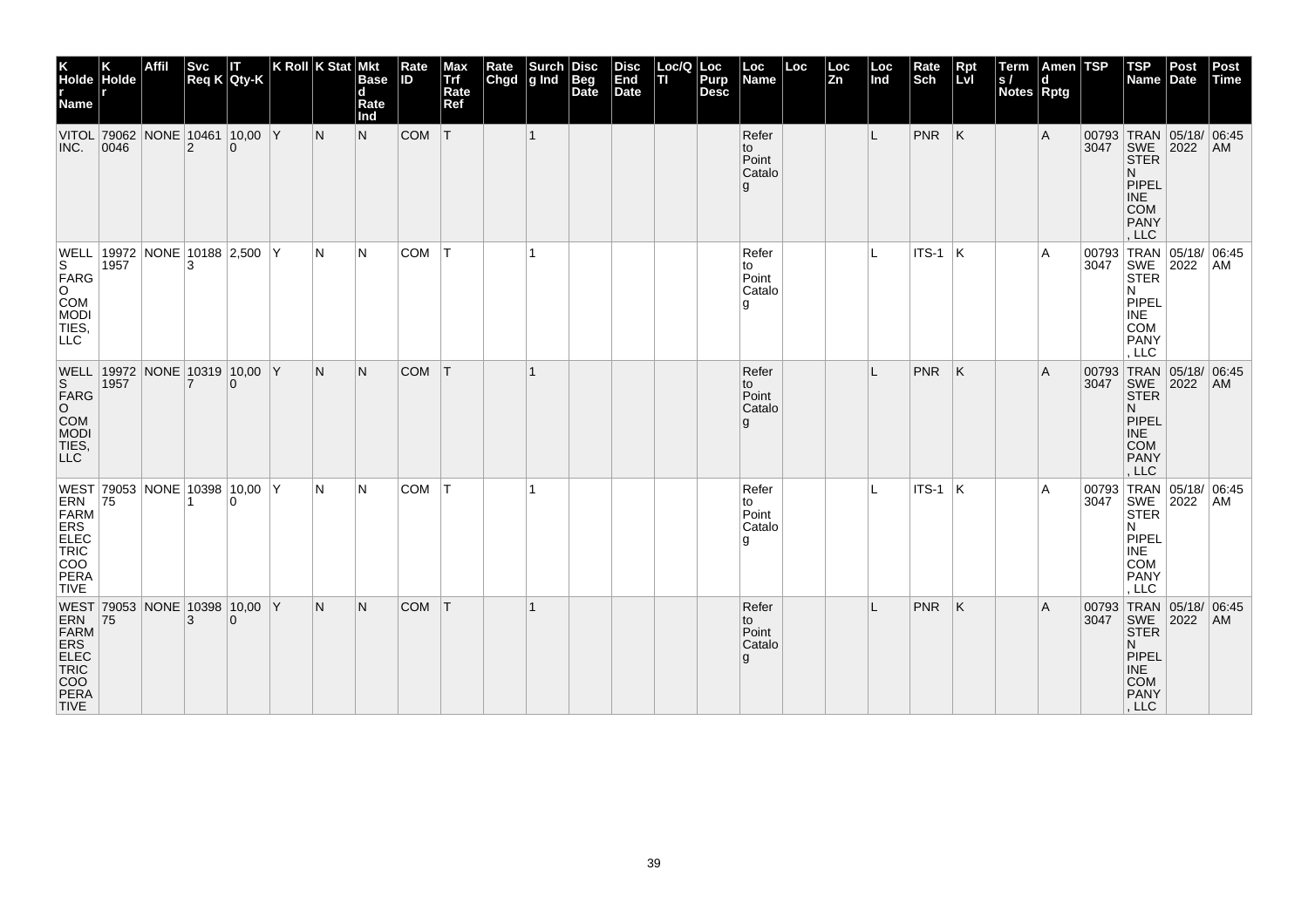| K Holder Name | K Holder | Affil | Svc Req K | IT Qty-K | K Roll | K Stat | Mkt Based Rate Ind | Rate ID | Max Trf Rate Ref | Rate Chgd | Surchg Ind | Disc Beg Date | Disc End Date | Loc/QTI | Loc Purp Desc | Loc Name | Loc | Loc Zn | Loc Ind | Rate Sch | Rpt Lvl | Terms / Notes | Amend Rptg | TSP | TSP Name | Post Date | Post Time |
|---|---|---|---|---|---|---|---|---|---|---|---|---|---|---|---|---|---|---|---|---|---|---|---|---|---|---|---|
| VITOL INC. | 790620046 | NONE | 104612 | 10,000 | Y | N | N | COM | T | | 1 | | | | | Refer to Point Catalog | | | L | PNR | K | | A | 007933047 | TRANSWESTERN PIPELINE COMPANY, LLC | 05/18/2022 | 06:45 AM |
| WELLS FARGO COMMODITIES, LLC | 199721957 | NONE | 101883 | 2,500 | Y | N | N | COM | T | | 1 | | | | | Refer to Point Catalog | | | L | ITS-1 | K | | A | 007933047 | TRANSWESTERN PIPELINE COMPANY, LLC | 05/18/2022 | 06:45 AM |
| WELLS FARGO COMMODITIES, LLC | 199721957 | NONE | 103197 | 10,000 | Y | N | N | COM | T | | 1 | | | | | Refer to Point Catalog | | | L | PNR | K | | A | 007933047 | TRANSWESTERN PIPELINE COMPANY, LLC | 05/18/2022 | 06:45 AM |
| WESTERN FARMERS ELECTRIC COOPERATIVE | 7905375 | NONE | 103981 | 10,000 | Y | N | N | COM | T | | 1 | | | | | Refer to Point Catalog | | | L | ITS-1 | K | | A | 007933047 | TRANSWESTERN PIPELINE COMPANY, LLC | 05/18/2022 | 06:45 AM |
| WESTERN FARMERS ELECTRIC COOPERATIVE | 7905375 | NONE | 103983 | 10,000 | Y | N | N | COM | T | | 1 | | | | | Refer to Point Catalog | | | L | PNR | K | | A | 007933047 | TRANSWESTERN PIPELINE COMPANY, LLC | 05/18/2022 | 06:45 AM |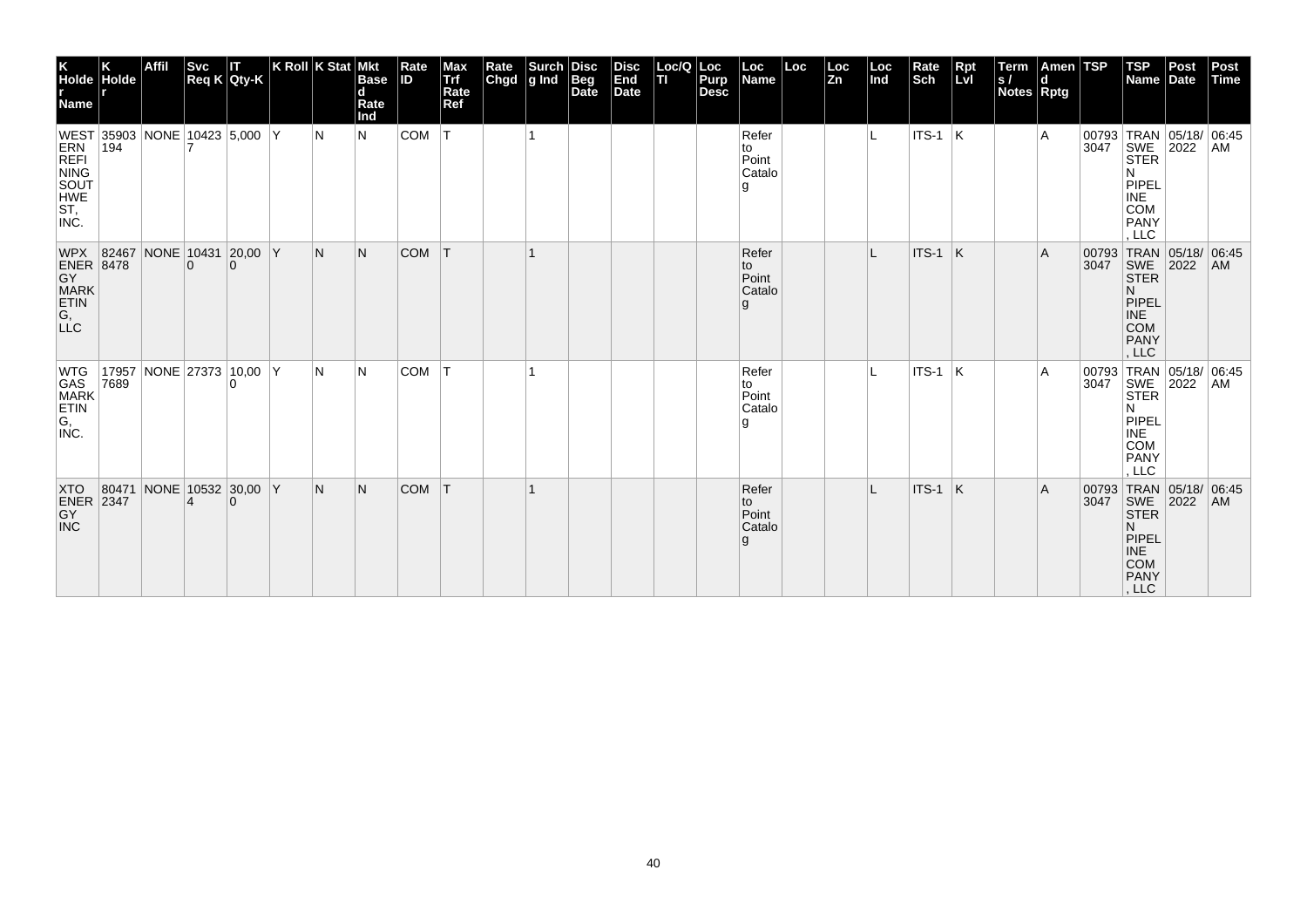| K Holder Name | K Holder | Affil | Svc Req K | IT Qty-K | K Roll | K Stat | Mkt Based Rate Ind | Rate ID | Max Trf Rate Ref | Rate Chgd | Surchg Ind | Disc Beg Date | Disc End Date | Loc/QTI | Loc Purp Desc | Loc Name | Loc | Loc Zn | Loc Ind | Rate Sch | Rpt Lvl | Terms / Notes | Amend Rptg | TSP | TSP Name | Post Date | Post Time |
|---|---|---|---|---|---|---|---|---|---|---|---|---|---|---|---|---|---|---|---|---|---|---|---|---|---|---|---|
| WESTERN REFINING SOUTHWEST, INC. | 35903194 | NONE | 104237 | 5,000 | Y | N | N | COM | T | | 1 | | | | | Refer to Point Catalog | | | L | ITS-1 | K | | A | 007933047 | TRANSWESTERN PIPELINE COMPANY, LLC | 05/18/2022 | 06:45 AM |
| WPX ENERGY MARKETING, LLC | 824678478 | NONE | 104310 | 20,000 | Y | N | N | COM | T | | 1 | | | | | Refer to Point Catalog | | | L | ITS-1 | K | | A | 007933047 | TRANSWESTERN PIPELINE COMPANY, LLC | 05/18/2022 | 06:45 AM |
| WTG GAS MARKETING, INC. | 179577689 | NONE | 27373 | 10,000 | Y | N | N | COM | T | | 1 | | | | | Refer to Point Catalog | | | L | ITS-1 | K | | A | 007933047 | TRANSWESTERN PIPELINE COMPANY, LLC | 05/18/2022 | 06:45 AM |
| XTO ENERGY INC | 804712347 | NONE | 105324 | 30,000 | Y | N | N | COM | T | | 1 | | | | | Refer to Point Catalog | | | L | ITS-1 | K | | A | 007933047 | TRANSWESTERN PIPELINE COMPANY, LLC | 05/18/2022 | 06:45 AM |